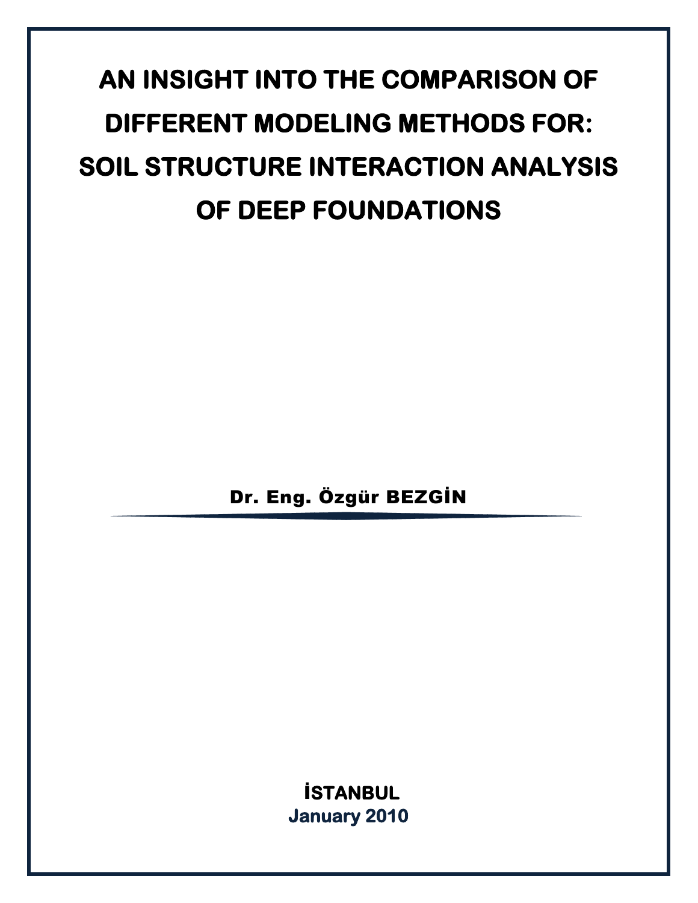# AN INSIGHT INTO THE COMPARISON OF DIFFERENT MODELING METHODS FOR: SOIL STRUCTURE INTERACTION ANALYSIS OF DEEP FOUNDATIONS

**Dr. Eng. Özgür BEZGİN**

**İSTANBUL**

**January 2010**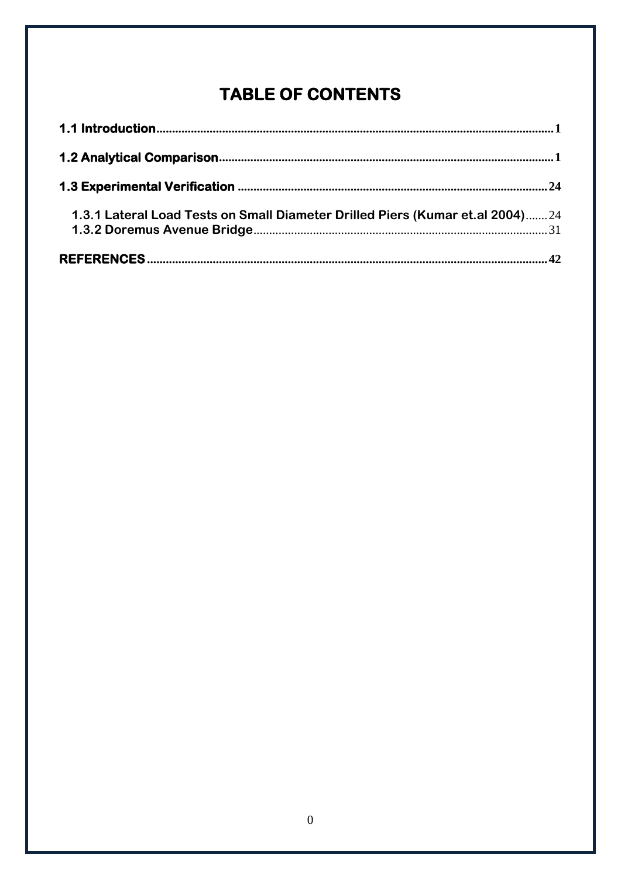# TABLE OF CONTENTS

**1.1 Introduction** .......... **1**

**1.2 Analytical Comparison** .......... **1**

**1.3 Experimental Verification** .......... **24**

- **1.3.1 Lateral Load Tests on Small Diameter Drilled Piers (Kumar et.al 2004)** .......... 24
- **1.3.2 Doremus Avenue Bridge** .......... 31

**REFERENCES** .......... **42**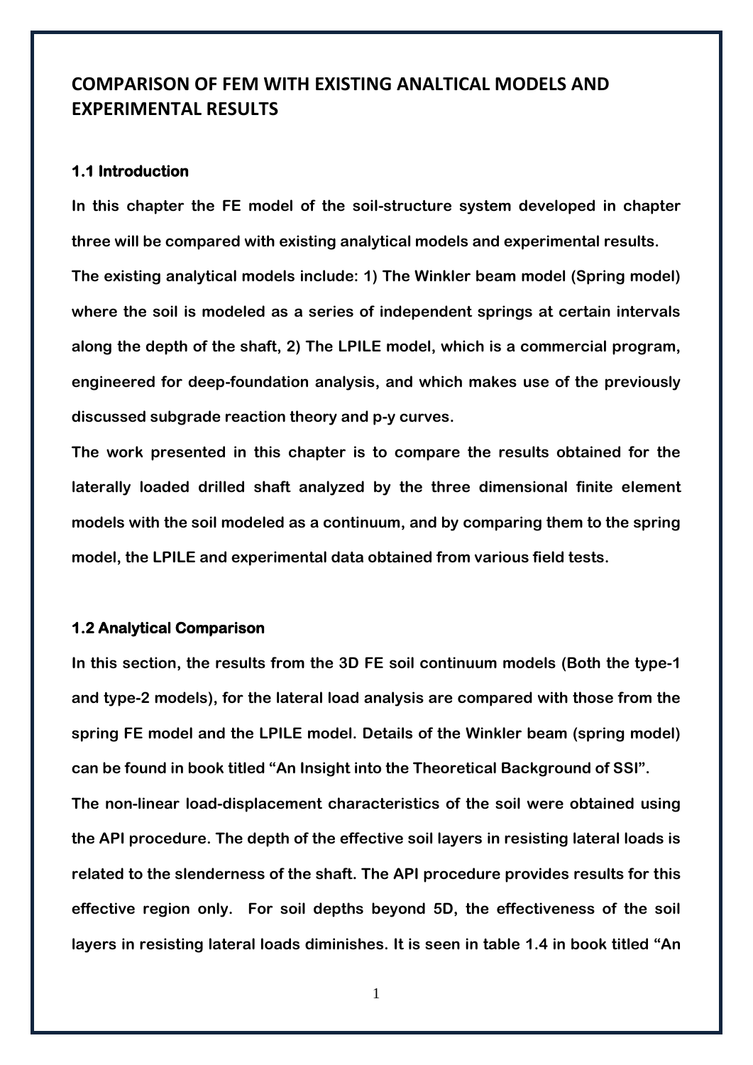# COMPARISON OF FEM WITH EXISTING ANALTICAL MODELS AND EXPERIMENTAL RESULTS

## 1.1 Introduction

**In this chapter the FE model of the soil-structure system developed in chapter three will be compared with existing analytical models and experimental results. The existing analytical models include: 1) The Winkler beam model (Spring model) where the soil is modeled as a series of independent springs at certain intervals along the depth of the shaft, 2) The LPILE model, which is a commercial program, engineered for deep-foundation analysis, and which makes use of the previously discussed subgrade reaction theory and p-y curves.**

**The work presented in this chapter is to compare the results obtained for the laterally loaded drilled shaft analyzed by the three dimensional finite element models with the soil modeled as a continuum, and by comparing them to the spring model, the LPILE and experimental data obtained from various field tests.**

## 1.2 Analytical Comparison

**In this section, the results from the 3D FE soil continuum models (Both the type-1 and type-2 models), for the lateral load analysis are compared with those from the spring FE model and the LPILE model. Details of the Winkler beam (spring model) can be found in book titled "An Insight into the Theoretical Background of SSI".**

**The non-linear load-displacement characteristics of the soil were obtained using the API procedure. The depth of the effective soil layers in resisting lateral loads is related to the slenderness of the shaft. The API procedure provides results for this effective region only. For soil depths beyond 5D, the effectiveness of the soil layers in resisting lateral loads diminishes. It is seen in table 1.4 in book titled "An**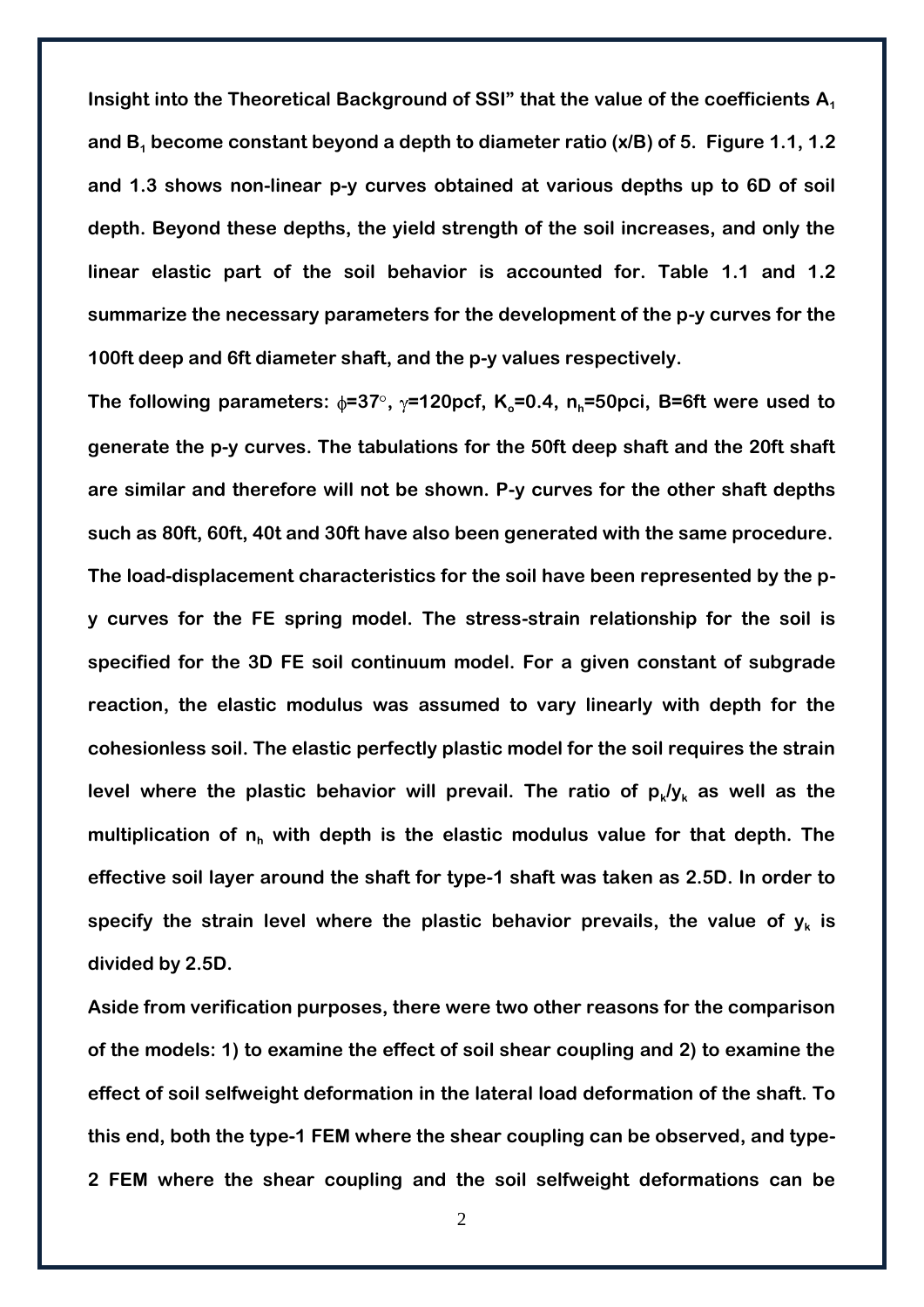**Insight into the Theoretical Background of SSI" that the value of the coefficients $A_1$ and $B_1$ become constant beyond a depth to diameter ratio (x/B) of 5. Figure 1.1, 1.2 and 1.3 shows non-linear p-y curves obtained at various depths up to 6D of soil depth. Beyond these depths, the yield strength of the soil increases, and only the linear elastic part of the soil behavior is accounted for. Table 1.1 and 1.2 summarize the necessary parameters for the development of the p-y curves for the 100ft deep and 6ft diameter shaft, and the p-y values respectively.**

**The following parameters: $\phi$=37°, $\gamma$=120pcf, $K_o$=0.4, $n_h$=50pci, B=6ft were used to generate the p-y curves. The tabulations for the 50ft deep shaft and the 20ft shaft are similar and therefore will not be shown. P-y curves for the other shaft depths such as 80ft, 60ft, 40t and 30ft have also been generated with the same procedure. The load-displacement characteristics for the soil have been represented by the p-y curves for the FE spring model. The stress-strain relationship for the soil is specified for the 3D FE soil continuum model. For a given constant of subgrade reaction, the elastic modulus was assumed to vary linearly with depth for the cohesionless soil. The elastic perfectly plastic model for the soil requires the strain level where the plastic behavior will prevail. The ratio of $p_k/y_k$ as well as the multiplication of $n_h$ with depth is the elastic modulus value for that depth. The effective soil layer around the shaft for type-1 shaft was taken as 2.5D. In order to specify the strain level where the plastic behavior prevails, the value of $y_k$ is divided by 2.5D.**

**Aside from verification purposes, there were two other reasons for the comparison of the models: 1) to examine the effect of soil shear coupling and 2) to examine the effect of soil selfweight deformation in the lateral load deformation of the shaft. To this end, both the type-1 FEM where the shear coupling can be observed, and type-2 FEM where the shear coupling and the soil selfweight deformations can be**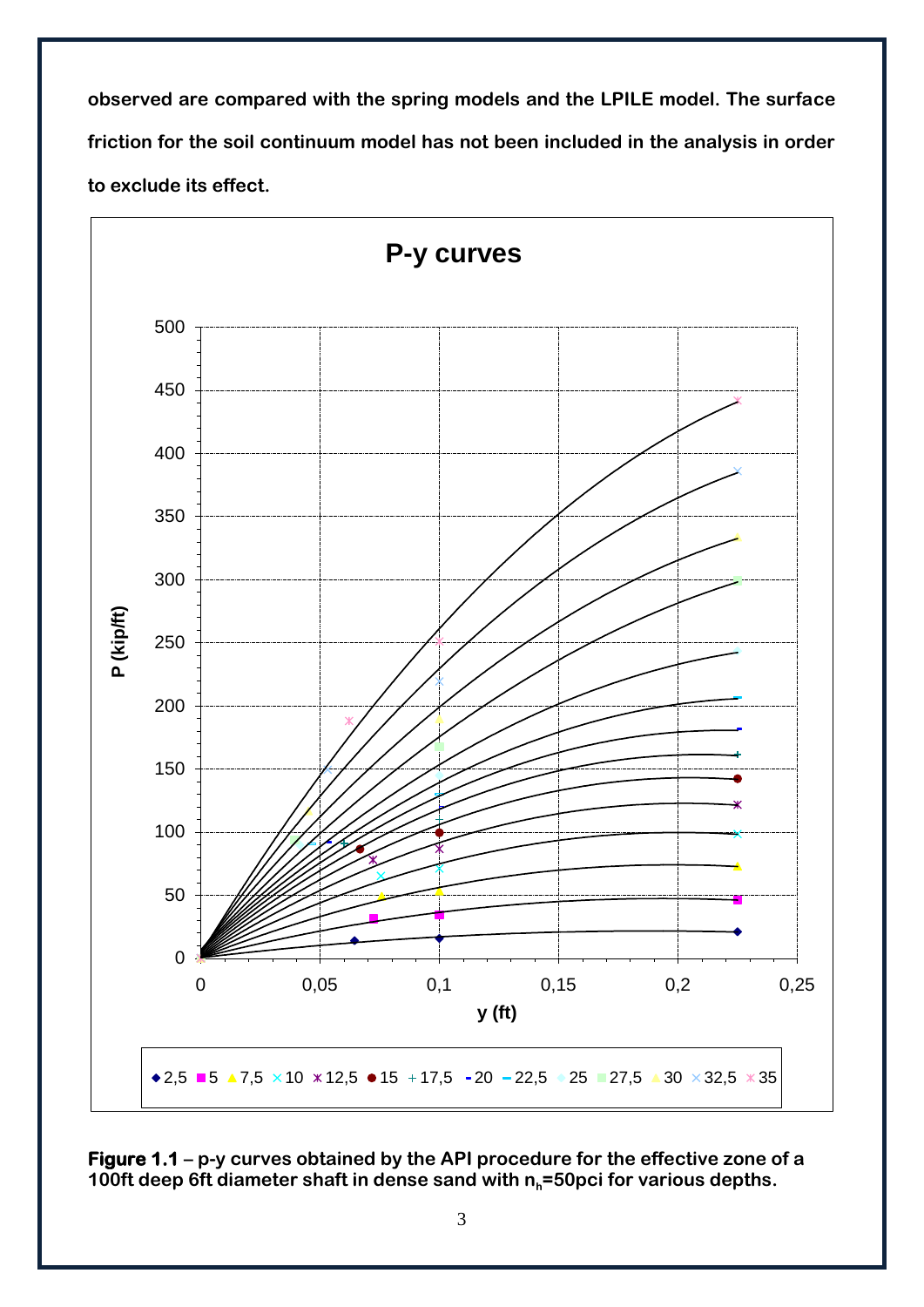**observed are compared with the spring models and the LPILE model. The surface friction for the soil continuum model has not been included in the analysis in order to exclude its effect.**

**Figure 1.1** – **p-y curves obtained by the API procedure for the effective zone of a 100ft deep 6ft diameter shaft in dense sand with $n_h$=50pci for various depths.**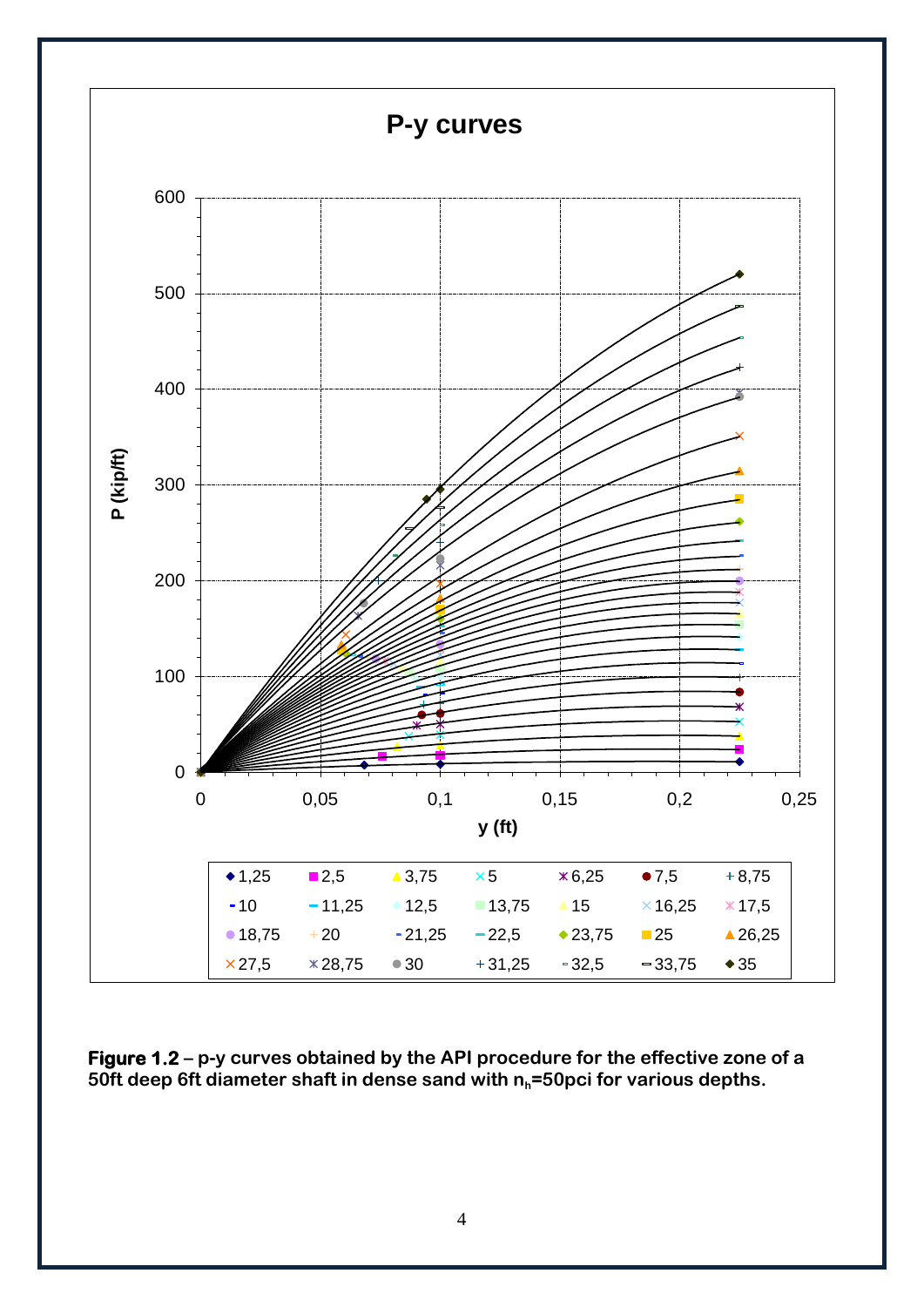**Figure 1.2** – p-y curves obtained by the API procedure for the effective zone of a 50ft deep 6ft diameter shaft in dense sand with $n_h$=50pci for various depths.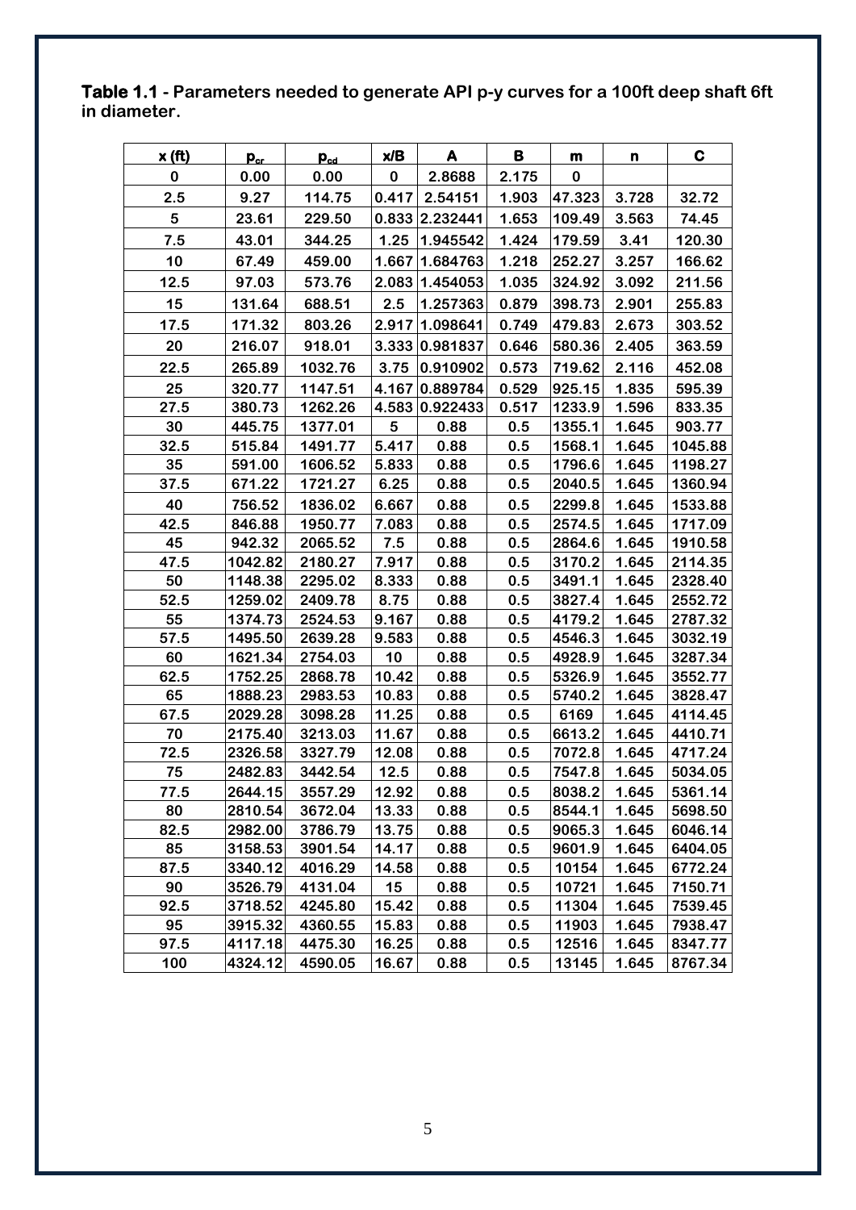**Table 1.1** - Parameters needed to generate API p-y curves for a 100ft deep shaft 6ft in diameter.

| x (ft) | $p_{cr}$ | $p_{cd}$ | x/B | A | B | m | n | C |
|---|---|---|---|---|---|---|---|---|
| 0 | 0.00 | 0.00 | 0 | 2.8688 | 2.175 | 0 | | |
| 2.5 | 9.27 | 114.75 | 0.417 | 2.54151 | 1.903 | 47.323 | 3.728 | 32.72 |
| 5 | 23.61 | 229.50 | 0.833 | 2.232441 | 1.653 | 109.49 | 3.563 | 74.45 |
| 7.5 | 43.01 | 344.25 | 1.25 | 1.945542 | 1.424 | 179.59 | 3.41 | 120.30 |
| 10 | 67.49 | 459.00 | 1.667 | 1.684763 | 1.218 | 252.27 | 3.257 | 166.62 |
| 12.5 | 97.03 | 573.76 | 2.083 | 1.454053 | 1.035 | 324.92 | 3.092 | 211.56 |
| 15 | 131.64 | 688.51 | 2.5 | 1.257363 | 0.879 | 398.73 | 2.901 | 255.83 |
| 17.5 | 171.32 | 803.26 | 2.917 | 1.098641 | 0.749 | 479.83 | 2.673 | 303.52 |
| 20 | 216.07 | 918.01 | 3.333 | 0.981837 | 0.646 | 580.36 | 2.405 | 363.59 |
| 22.5 | 265.89 | 1032.76 | 3.75 | 0.910902 | 0.573 | 719.62 | 2.116 | 452.08 |
| 25 | 320.77 | 1147.51 | 4.167 | 0.889784 | 0.529 | 925.15 | 1.835 | 595.39 |
| 27.5 | 380.73 | 1262.26 | 4.583 | 0.922433 | 0.517 | 1233.9 | 1.596 | 833.35 |
| 30 | 445.75 | 1377.01 | 5 | 0.88 | 0.5 | 1355.1 | 1.645 | 903.77 |
| 32.5 | 515.84 | 1491.77 | 5.417 | 0.88 | 0.5 | 1568.1 | 1.645 | 1045.88 |
| 35 | 591.00 | 1606.52 | 5.833 | 0.88 | 0.5 | 1796.6 | 1.645 | 1198.27 |
| 37.5 | 671.22 | 1721.27 | 6.25 | 0.88 | 0.5 | 2040.5 | 1.645 | 1360.94 |
| 40 | 756.52 | 1836.02 | 6.667 | 0.88 | 0.5 | 2299.8 | 1.645 | 1533.88 |
| 42.5 | 846.88 | 1950.77 | 7.083 | 0.88 | 0.5 | 2574.5 | 1.645 | 1717.09 |
| 45 | 942.32 | 2065.52 | 7.5 | 0.88 | 0.5 | 2864.6 | 1.645 | 1910.58 |
| 47.5 | 1042.82 | 2180.27 | 7.917 | 0.88 | 0.5 | 3170.2 | 1.645 | 2114.35 |
| 50 | 1148.38 | 2295.02 | 8.333 | 0.88 | 0.5 | 3491.1 | 1.645 | 2328.40 |
| 52.5 | 1259.02 | 2409.78 | 8.75 | 0.88 | 0.5 | 3827.4 | 1.645 | 2552.72 |
| 55 | 1374.73 | 2524.53 | 9.167 | 0.88 | 0.5 | 4179.2 | 1.645 | 2787.32 |
| 57.5 | 1495.50 | 2639.28 | 9.583 | 0.88 | 0.5 | 4546.3 | 1.645 | 3032.19 |
| 60 | 1621.34 | 2754.03 | 10 | 0.88 | 0.5 | 4928.9 | 1.645 | 3287.34 |
| 62.5 | 1752.25 | 2868.78 | 10.42 | 0.88 | 0.5 | 5326.9 | 1.645 | 3552.77 |
| 65 | 1888.23 | 2983.53 | 10.83 | 0.88 | 0.5 | 5740.2 | 1.645 | 3828.47 |
| 67.5 | 2029.28 | 3098.28 | 11.25 | 0.88 | 0.5 | 6169 | 1.645 | 4114.45 |
| 70 | 2175.40 | 3213.03 | 11.67 | 0.88 | 0.5 | 6613.2 | 1.645 | 4410.71 |
| 72.5 | 2326.58 | 3327.79 | 12.08 | 0.88 | 0.5 | 7072.8 | 1.645 | 4717.24 |
| 75 | 2482.83 | 3442.54 | 12.5 | 0.88 | 0.5 | 7547.8 | 1.645 | 5034.05 |
| 77.5 | 2644.15 | 3557.29 | 12.92 | 0.88 | 0.5 | 8038.2 | 1.645 | 5361.14 |
| 80 | 2810.54 | 3672.04 | 13.33 | 0.88 | 0.5 | 8544.1 | 1.645 | 5698.50 |
| 82.5 | 2982.00 | 3786.79 | 13.75 | 0.88 | 0.5 | 9065.3 | 1.645 | 6046.14 |
| 85 | 3158.53 | 3901.54 | 14.17 | 0.88 | 0.5 | 9601.9 | 1.645 | 6404.05 |
| 87.5 | 3340.12 | 4016.29 | 14.58 | 0.88 | 0.5 | 10154 | 1.645 | 6772.24 |
| 90 | 3526.79 | 4131.04 | 15 | 0.88 | 0.5 | 10721 | 1.645 | 7150.71 |
| 92.5 | 3718.52 | 4245.80 | 15.42 | 0.88 | 0.5 | 11304 | 1.645 | 7539.45 |
| 95 | 3915.32 | 4360.55 | 15.83 | 0.88 | 0.5 | 11903 | 1.645 | 7938.47 |
| 97.5 | 4117.18 | 4475.30 | 16.25 | 0.88 | 0.5 | 12516 | 1.645 | 8347.77 |
| 100 | 4324.12 | 4590.05 | 16.67 | 0.88 | 0.5 | 13145 | 1.645 | 8767.34 |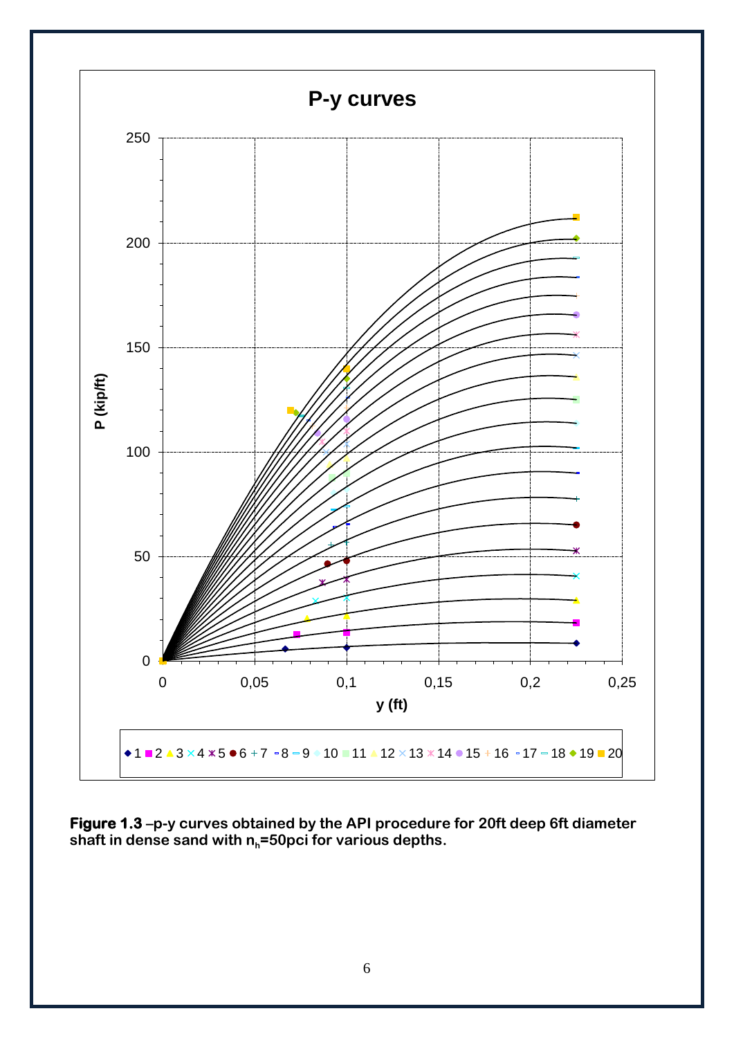**Figure 1.3** –p-y curves obtained by the API procedure for 20ft deep 6ft diameter shaft in dense sand with $n_h$=50pci for various depths.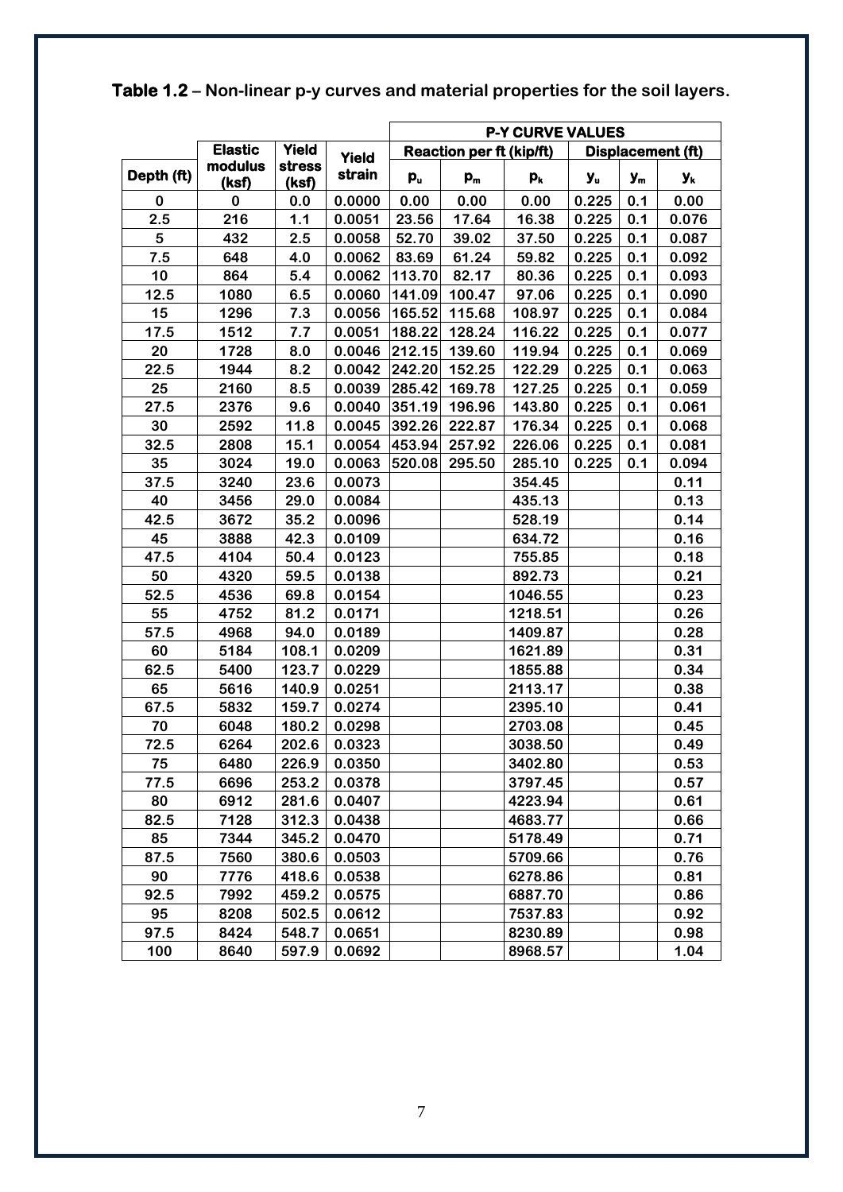**Table 1.2** – Non-linear p-y curves and material properties for the soil layers.

| Depth (ft) | Elastic modulus (ksf) | Yield stress (ksf) | Yield strain | P-Y CURVE VALUES | | | | | |
|---|---|---|---|---|---|---|---|---|---|
| | | | | Reaction per ft (kip/ft) | | | Displacement (ft) | | |
| | | | | $p_u$ | $p_m$ | $p_k$ | $y_u$ | $y_m$ | $y_k$ |
| 0 | 0 | 0.0 | 0.0000 | 0.00 | 0.00 | 0.00 | 0.225 | 0.1 | 0.00 |
| 2.5 | 216 | 1.1 | 0.0051 | 23.56 | 17.64 | 16.38 | 0.225 | 0.1 | 0.076 |
| 5 | 432 | 2.5 | 0.0058 | 52.70 | 39.02 | 37.50 | 0.225 | 0.1 | 0.087 |
| 7.5 | 648 | 4.0 | 0.0062 | 83.69 | 61.24 | 59.82 | 0.225 | 0.1 | 0.092 |
| 10 | 864 | 5.4 | 0.0062 | 113.70 | 82.17 | 80.36 | 0.225 | 0.1 | 0.093 |
| 12.5 | 1080 | 6.5 | 0.0060 | 141.09 | 100.47 | 97.06 | 0.225 | 0.1 | 0.090 |
| 15 | 1296 | 7.3 | 0.0056 | 165.52 | 115.68 | 108.97 | 0.225 | 0.1 | 0.084 |
| 17.5 | 1512 | 7.7 | 0.0051 | 188.22 | 128.24 | 116.22 | 0.225 | 0.1 | 0.077 |
| 20 | 1728 | 8.0 | 0.0046 | 212.15 | 139.60 | 119.94 | 0.225 | 0.1 | 0.069 |
| 22.5 | 1944 | 8.2 | 0.0042 | 242.20 | 152.25 | 122.29 | 0.225 | 0.1 | 0.063 |
| 25 | 2160 | 8.5 | 0.0039 | 285.42 | 169.78 | 127.25 | 0.225 | 0.1 | 0.059 |
| 27.5 | 2376 | 9.6 | 0.0040 | 351.19 | 196.96 | 143.80 | 0.225 | 0.1 | 0.061 |
| 30 | 2592 | 11.8 | 0.0045 | 392.26 | 222.87 | 176.34 | 0.225 | 0.1 | 0.068 |
| 32.5 | 2808 | 15.1 | 0.0054 | 453.94 | 257.92 | 226.06 | 0.225 | 0.1 | 0.081 |
| 35 | 3024 | 19.0 | 0.0063 | 520.08 | 295.50 | 285.10 | 0.225 | 0.1 | 0.094 |
| 37.5 | 3240 | 23.6 | 0.0073 | | | 354.45 | | | 0.11 |
| 40 | 3456 | 29.0 | 0.0084 | | | 435.13 | | | 0.13 |
| 42.5 | 3672 | 35.2 | 0.0096 | | | 528.19 | | | 0.14 |
| 45 | 3888 | 42.3 | 0.0109 | | | 634.72 | | | 0.16 |
| 47.5 | 4104 | 50.4 | 0.0123 | | | 755.85 | | | 0.18 |
| 50 | 4320 | 59.5 | 0.0138 | | | 892.73 | | | 0.21 |
| 52.5 | 4536 | 69.8 | 0.0154 | | | 1046.55 | | | 0.23 |
| 55 | 4752 | 81.2 | 0.0171 | | | 1218.51 | | | 0.26 |
| 57.5 | 4968 | 94.0 | 0.0189 | | | 1409.87 | | | 0.28 |
| 60 | 5184 | 108.1 | 0.0209 | | | 1621.89 | | | 0.31 |
| 62.5 | 5400 | 123.7 | 0.0229 | | | 1855.88 | | | 0.34 |
| 65 | 5616 | 140.9 | 0.0251 | | | 2113.17 | | | 0.38 |
| 67.5 | 5832 | 159.7 | 0.0274 | | | 2395.10 | | | 0.41 |
| 70 | 6048 | 180.2 | 0.0298 | | | 2703.08 | | | 0.45 |
| 72.5 | 6264 | 202.6 | 0.0323 | | | 3038.50 | | | 0.49 |
| 75 | 6480 | 226.9 | 0.0350 | | | 3402.80 | | | 0.53 |
| 77.5 | 6696 | 253.2 | 0.0378 | | | 3797.45 | | | 0.57 |
| 80 | 6912 | 281.6 | 0.0407 | | | 4223.94 | | | 0.61 |
| 82.5 | 7128 | 312.3 | 0.0438 | | | 4683.77 | | | 0.66 |
| 85 | 7344 | 345.2 | 0.0470 | | | 5178.49 | | | 0.71 |
| 87.5 | 7560 | 380.6 | 0.0503 | | | 5709.66 | | | 0.76 |
| 90 | 7776 | 418.6 | 0.0538 | | | 6278.86 | | | 0.81 |
| 92.5 | 7992 | 459.2 | 0.0575 | | | 6887.70 | | | 0.86 |
| 95 | 8208 | 502.5 | 0.0612 | | | 7537.83 | | | 0.92 |
| 97.5 | 8424 | 548.7 | 0.0651 | | | 8230.89 | | | 0.98 |
| 100 | 8640 | 597.9 | 0.0692 | | | 8968.57 | | | 1.04 |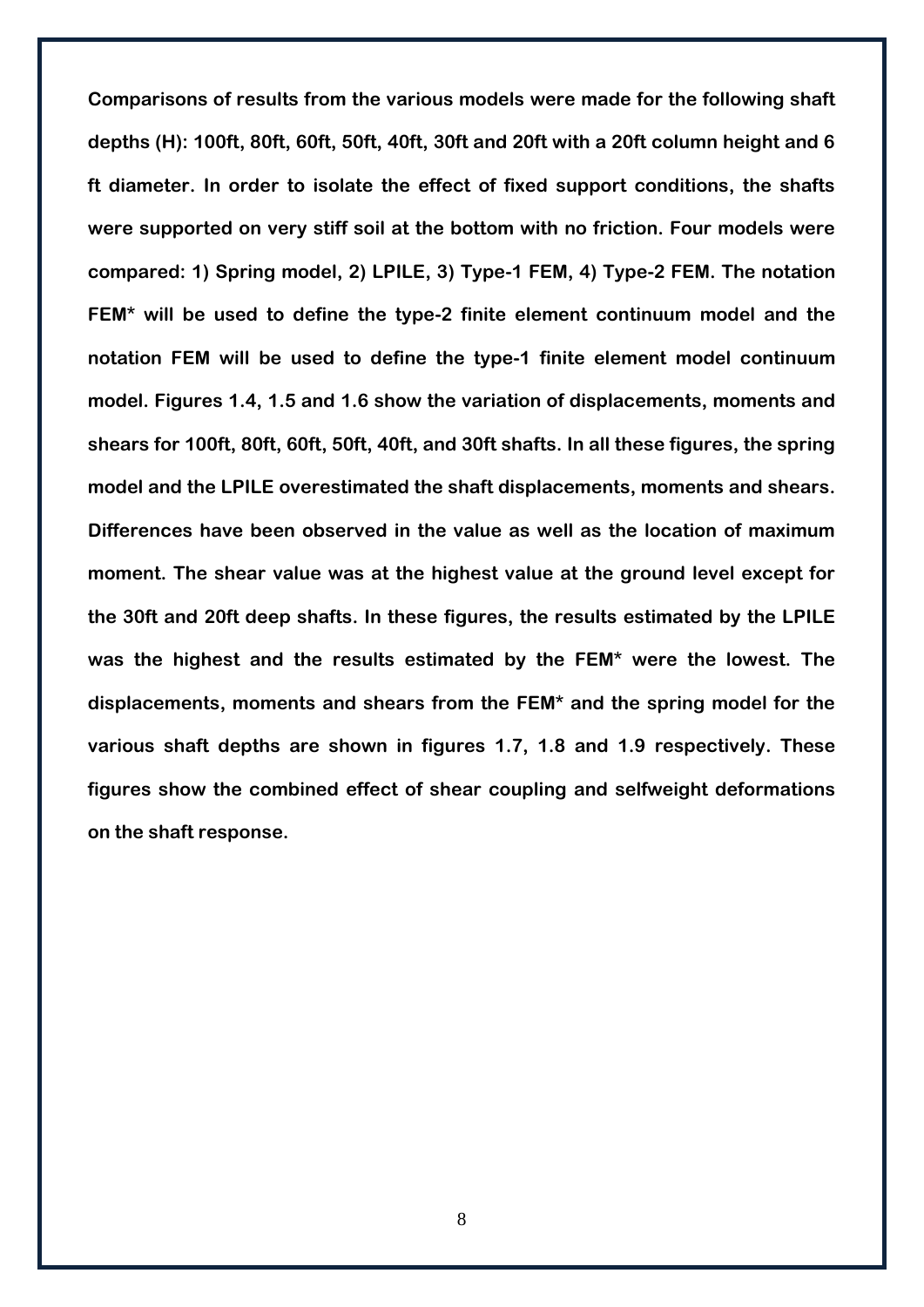**Comparisons of results from the various models were made for the following shaft depths (H): 100ft, 80ft, 60ft, 50ft, 40ft, 30ft and 20ft with a 20ft column height and 6 ft diameter. In order to isolate the effect of fixed support conditions, the shafts were supported on very stiff soil at the bottom with no friction. Four models were compared: 1) Spring model, 2) LPILE, 3) Type-1 FEM, 4) Type-2 FEM. The notation FEM* will be used to define the type-2 finite element continuum model and the notation FEM will be used to define the type-1 finite element model continuum model. Figures 1.4, 1.5 and 1.6 show the variation of displacements, moments and shears for 100ft, 80ft, 60ft, 50ft, 40ft, and 30ft shafts. In all these figures, the spring model and the LPILE overestimated the shaft displacements, moments and shears. Differences have been observed in the value as well as the location of maximum moment. The shear value was at the highest value at the ground level except for the 30ft and 20ft deep shafts. In these figures, the results estimated by the LPILE was the highest and the results estimated by the FEM* were the lowest. The displacements, moments and shears from the FEM* and the spring model for the various shaft depths are shown in figures 1.7, 1.8 and 1.9 respectively. These figures show the combined effect of shear coupling and selfweight deformations on the shaft response.**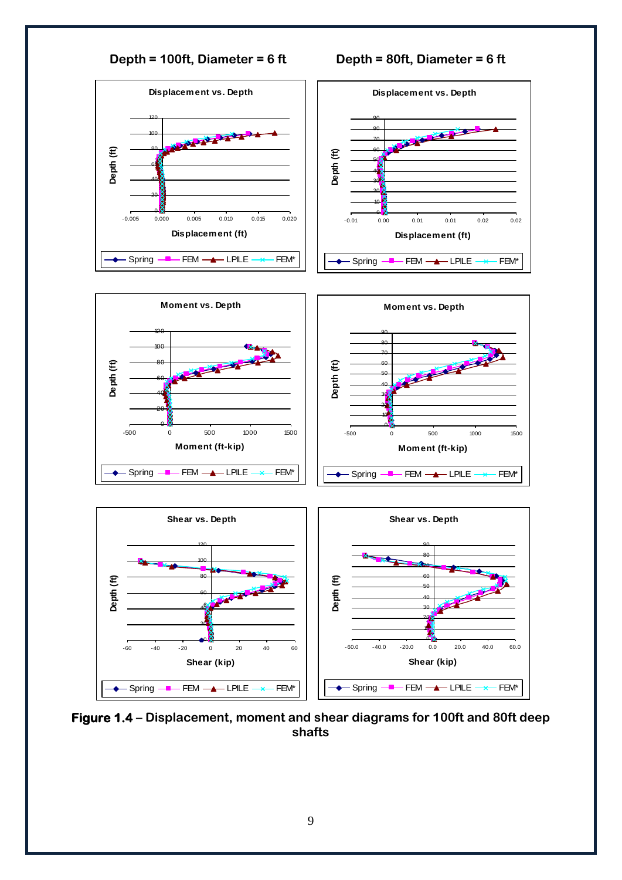**Depth = 100ft, Diameter = 6 ft**

**Depth = 80ft, Diameter = 6 ft**

**Figure 1.4 – Displacement, moment and shear diagrams for 100ft and 80ft deep shafts**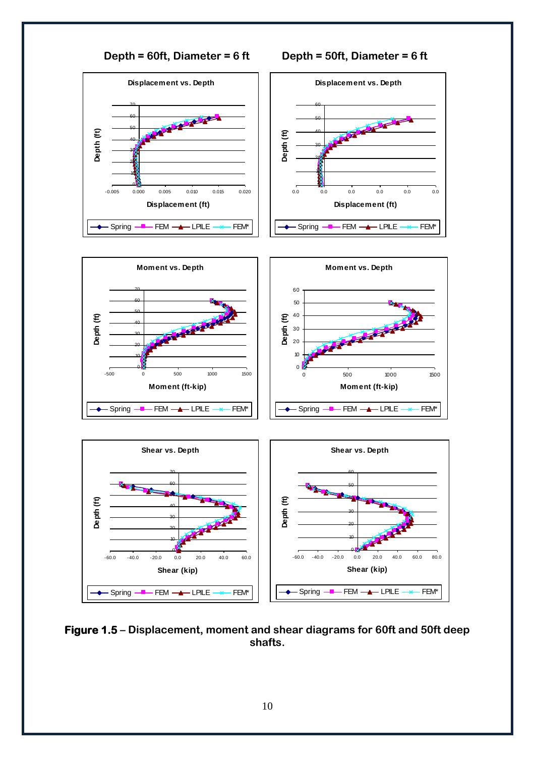**Depth = 60ft, Diameter = 6 ft** | **Depth = 50ft, Diameter = 6 ft**

**Figure 1.5** – Displacement, moment and shear diagrams for 60ft and 50ft deep shafts.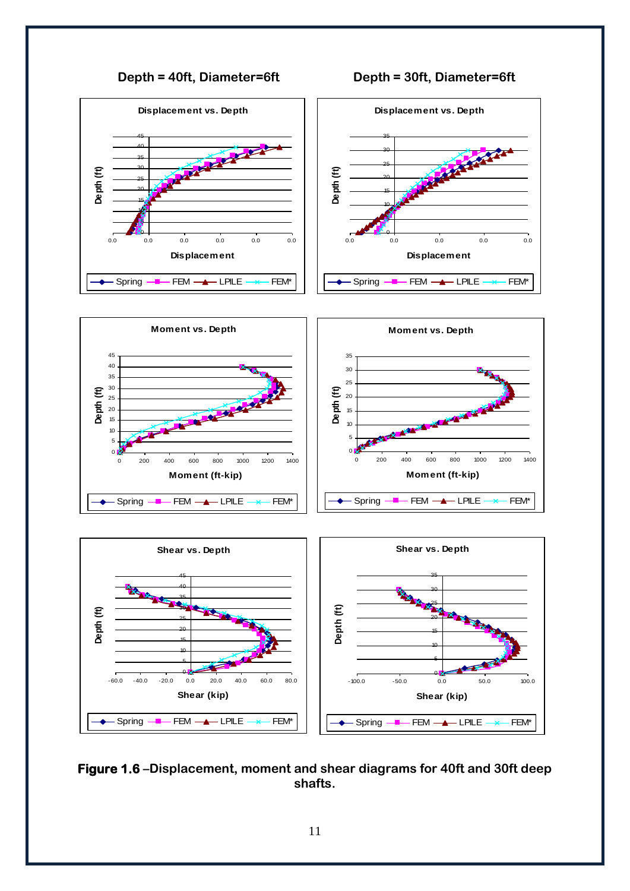**Depth = 40ft, Diameter=6ft**

**Depth = 30ft, Diameter=6ft**

**Figure 1.6** –Displacement, moment and shear diagrams for 40ft and 30ft deep shafts.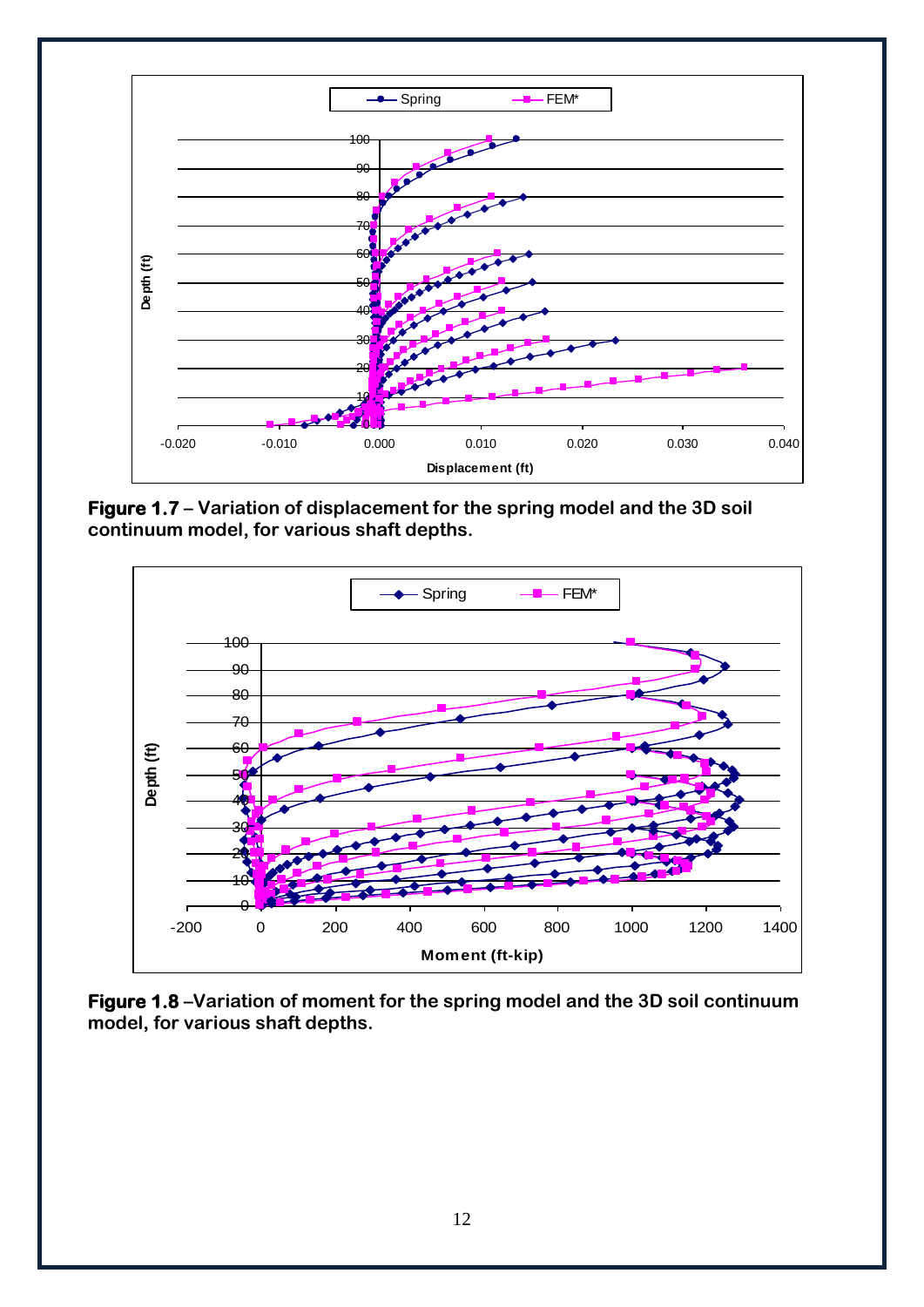**Figure 1.7** – **Variation of displacement for the spring model and the 3D soil continuum model, for various shaft depths.**

**Figure 1.8** –**Variation of moment for the spring model and the 3D soil continuum model, for various shaft depths.**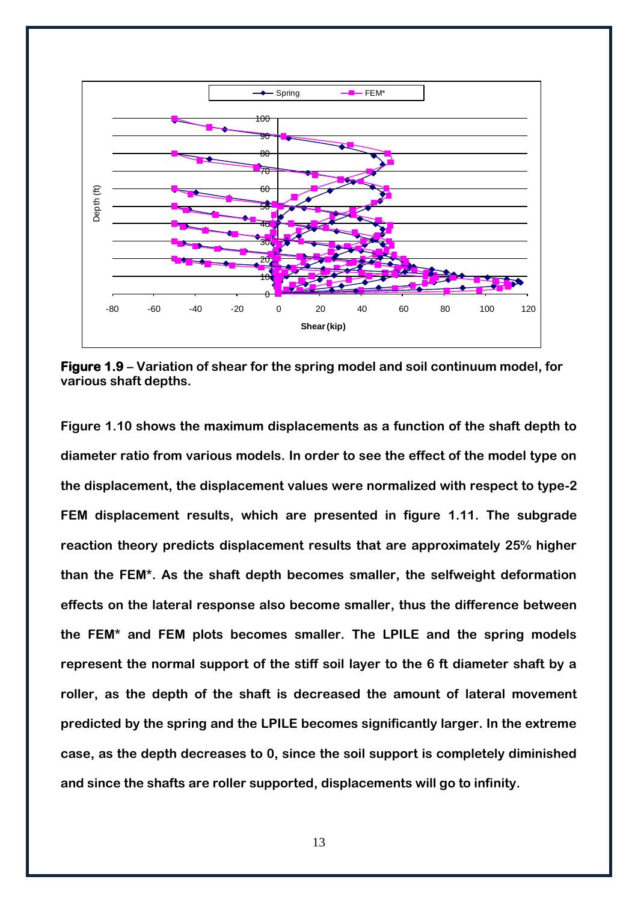**Figure 1.9** – Variation of shear for the spring model and soil continuum model, for various shaft depths.

Figure 1.10 shows the maximum displacements as a function of the shaft depth to diameter ratio from various models. In order to see the effect of the model type on the displacement, the displacement values were normalized with respect to type-2 FEM displacement results, which are presented in figure 1.11. The subgrade reaction theory predicts displacement results that are approximately 25% higher than the FEM*. As the shaft depth becomes smaller, the selfweight deformation effects on the lateral response also become smaller, thus the difference between the FEM* and FEM plots becomes smaller. The LPILE and the spring models represent the normal support of the stiff soil layer to the 6 ft diameter shaft by a roller, as the depth of the shaft is decreased the amount of lateral movement predicted by the spring and the LPILE becomes significantly larger. In the extreme case, as the depth decreases to 0, since the soil support is completely diminished and since the shafts are roller supported, displacements will go to infinity.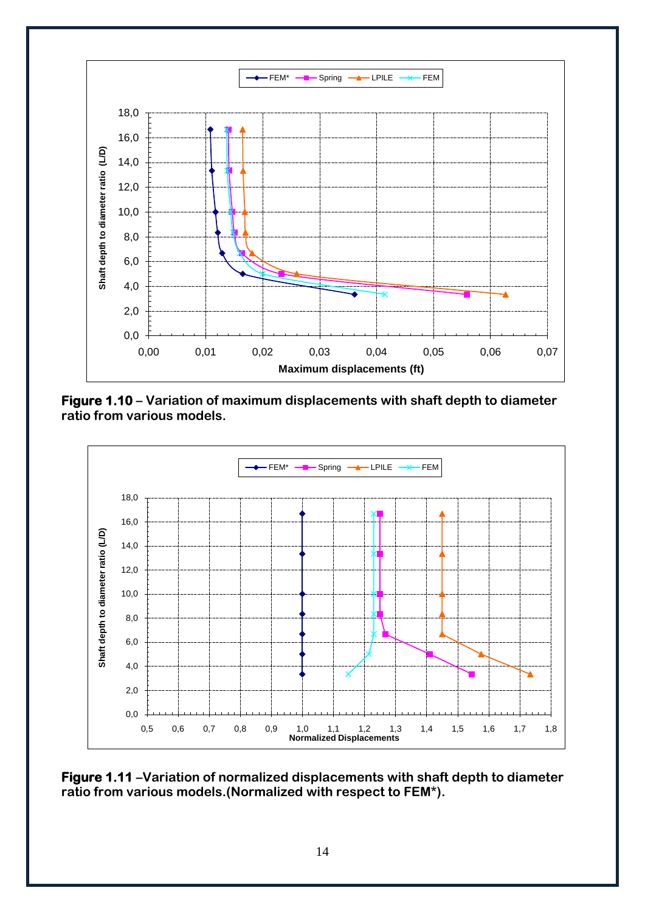**Figure 1.10** – Variation of maximum displacements with shaft depth to diameter ratio from various models.

**Figure 1.11** –Variation of normalized displacements with shaft depth to diameter ratio from various models.(Normalized with respect to FEM*).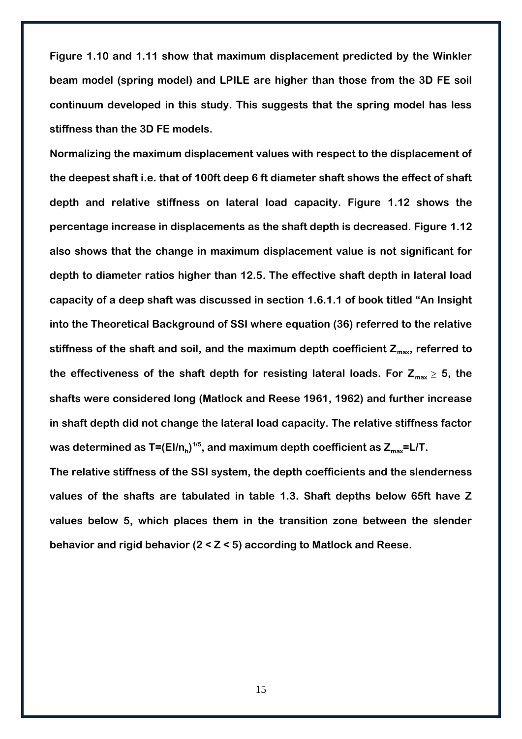**Figure 1.10 and 1.11 show that maximum displacement predicted by the Winkler beam model (spring model) and LPILE are higher than those from the 3D FE soil continuum developed in this study. This suggests that the spring model has less stiffness than the 3D FE models.**

**Normalizing the maximum displacement values with respect to the displacement of the deepest shaft i.e. that of 100ft deep 6 ft diameter shaft shows the effect of shaft depth and relative stiffness on lateral load capacity. Figure 1.12 shows the percentage increase in displacements as the shaft depth is decreased. Figure 1.12 also shows that the change in maximum displacement value is not significant for depth to diameter ratios higher than 12.5. The effective shaft depth in lateral load capacity of a deep shaft was discussed in section 1.6.1.1 of book titled "An Insight into the Theoretical Background of SSI where equation (36) referred to the relative stiffness of the shaft and soil, and the maximum depth coefficient $Z_{max}$, referred to the effectiveness of the shaft depth for resisting lateral loads. For $Z_{max} \geq 5$, the shafts were considered long (Matlock and Reese 1961, 1962) and further increase in shaft depth did not change the lateral load capacity. The relative stiffness factor was determined as $T=(EI/n_h)^{1/5}$, and maximum depth coefficient as $Z_{max}=L/T$.**

**The relative stiffness of the SSI system, the depth coefficients and the slenderness values of the shafts are tabulated in table 1.3. Shaft depths below 65ft have Z values below 5, which places them in the transition zone between the slender behavior and rigid behavior ($2 < Z < 5$) according to Matlock and Reese.**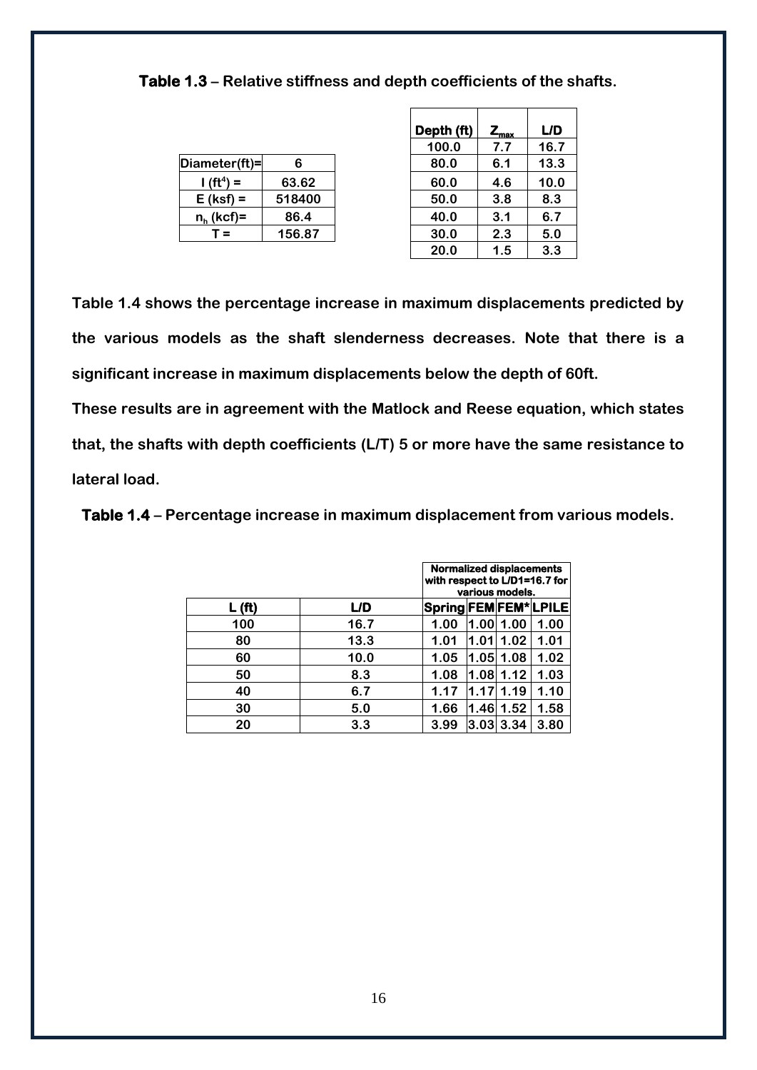**Table 1.3** – Relative stiffness and depth coefficients of the shafts.

| Diameter(ft)= | 6 |
|---|---|
| I ($ft^4$) = | 63.62 |
| E (ksf) = | 518400 |
| $n_h$ (kcf)= | 86.4 |
| T = | 156.87 |

| Depth (ft) | $Z_{max}$ | L/D |
|---|---|---|
| 100.0 | 7.7 | 16.7 |
| 80.0 | 6.1 | 13.3 |
| 60.0 | 4.6 | 10.0 |
| 50.0 | 3.8 | 8.3 |
| 40.0 | 3.1 | 6.7 |
| 30.0 | 2.3 | 5.0 |
| 20.0 | 1.5 | 3.3 |

**Table 1.4 shows the percentage increase in maximum displacements predicted by the various models as the shaft slenderness decreases. Note that there is a significant increase in maximum displacements below the depth of 60ft.**

**These results are in agreement with the Matlock and Reese equation, which states that, the shafts with depth coefficients (L/T) 5 or more have the same resistance to lateral load.**

**Table 1.4** – Percentage increase in maximum displacement from various models.

| | | Normalized displacements with respect to L/D1=16.7 for various models. | | | |
|---|---|---|---|---|---|
| L (ft) | L/D | Spring | FEM | FEM* | LPILE |
| 100 | 16.7 | 1.00 | 1.00 | 1.00 | 1.00 |
| 80 | 13.3 | 1.01 | 1.01 | 1.02 | 1.01 |
| 60 | 10.0 | 1.05 | 1.05 | 1.08 | 1.02 |
| 50 | 8.3 | 1.08 | 1.08 | 1.12 | 1.03 |
| 40 | 6.7 | 1.17 | 1.17 | 1.19 | 1.10 |
| 30 | 5.0 | 1.66 | 1.46 | 1.52 | 1.58 |
| 20 | 3.3 | 3.99 | 3.03 | 3.34 | 3.80 |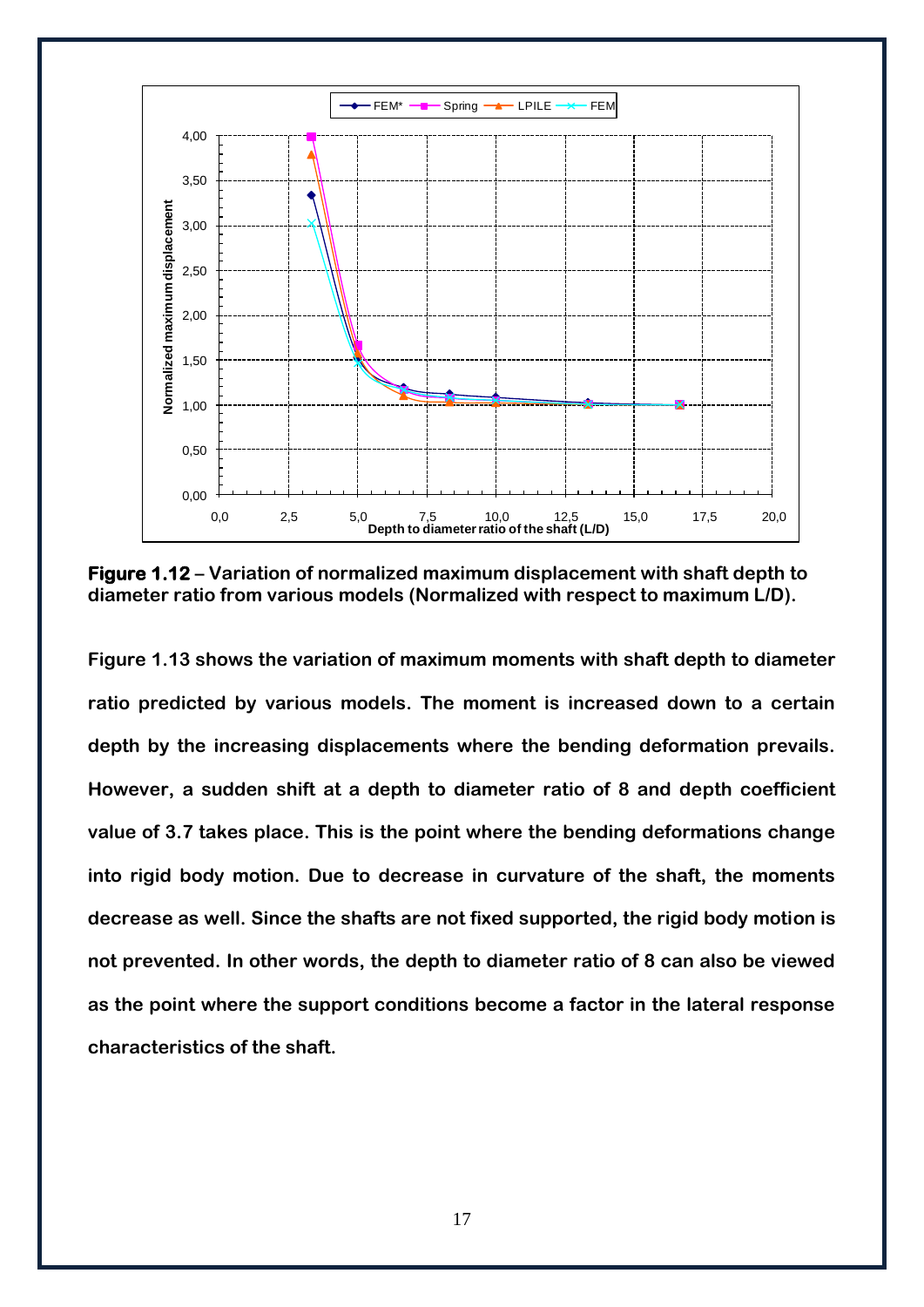**Figure 1.12 – Variation of normalized maximum displacement with shaft depth to diameter ratio from various models (Normalized with respect to maximum L/D).**

**Figure 1.13 shows the variation of maximum moments with shaft depth to diameter ratio predicted by various models. The moment is increased down to a certain depth by the increasing displacements where the bending deformation prevails. However, a sudden shift at a depth to diameter ratio of 8 and depth coefficient value of 3.7 takes place. This is the point where the bending deformations change into rigid body motion. Due to decrease in curvature of the shaft, the moments decrease as well. Since the shafts are not fixed supported, the rigid body motion is not prevented. In other words, the depth to diameter ratio of 8 can also be viewed as the point where the support conditions become a factor in the lateral response characteristics of the shaft.**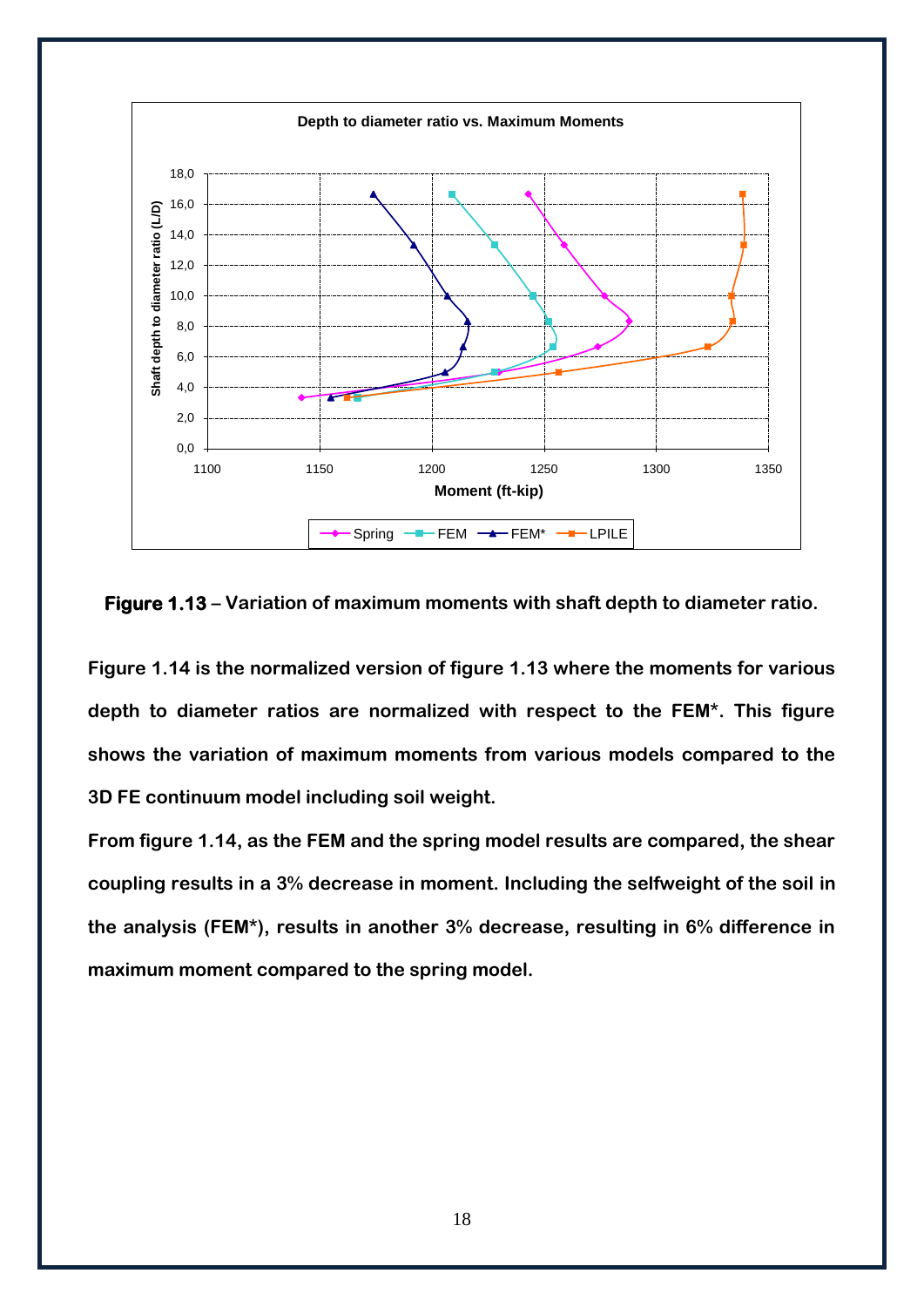**Figure 1.13** – Variation of maximum moments with shaft depth to diameter ratio.

Figure 1.14 is the normalized version of figure 1.13 where the moments for various depth to diameter ratios are normalized with respect to the FEM*. This figure shows the variation of maximum moments from various models compared to the 3D FE continuum model including soil weight.

From figure 1.14, as the FEM and the spring model results are compared, the shear coupling results in a 3% decrease in moment. Including the selfweight of the soil in the analysis (FEM*), results in another 3% decrease, resulting in 6% difference in maximum moment compared to the spring model.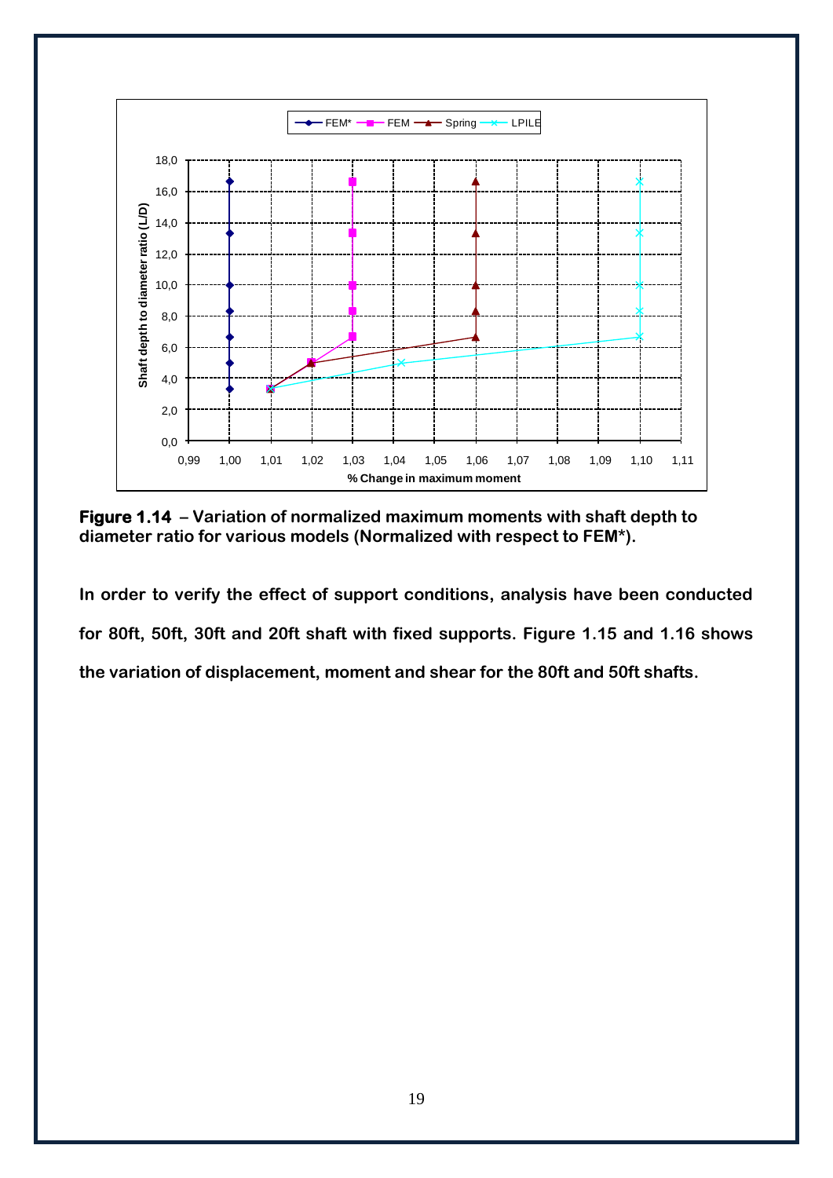**Figure 1.14** – Variation of normalized maximum moments with shaft depth to diameter ratio for various models (Normalized with respect to FEM*).

In order to verify the effect of support conditions, analysis have been conducted for 80ft, 50ft, 30ft and 20ft shaft with fixed supports. Figure 1.15 and 1.16 shows the variation of displacement, moment and shear for the 80ft and 50ft shafts.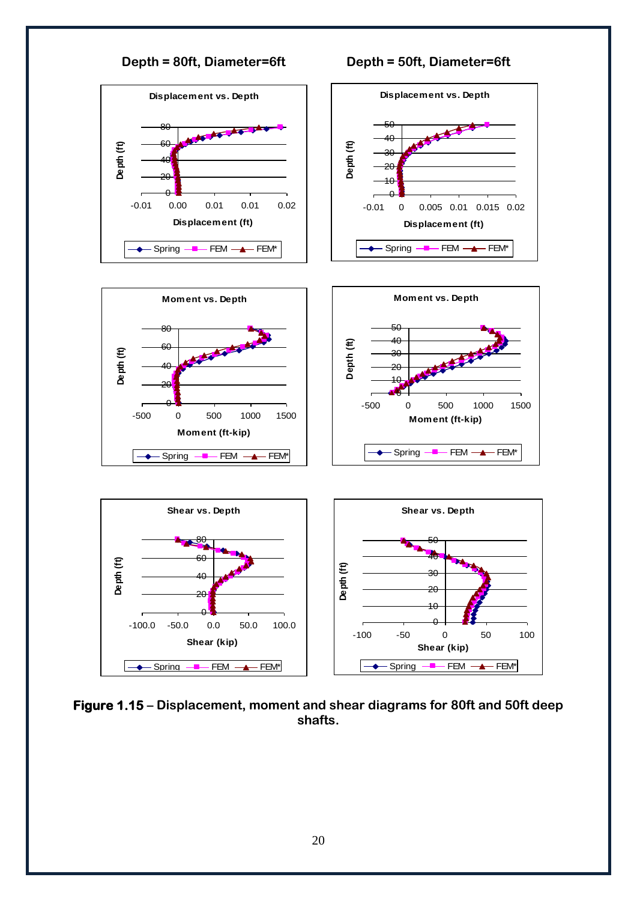**Depth = 80ft, Diameter=6ft**

**Depth = 50ft, Diameter=6ft**

**Figure 1.15** – Displacement, moment and shear diagrams for 80ft and 50ft deep shafts.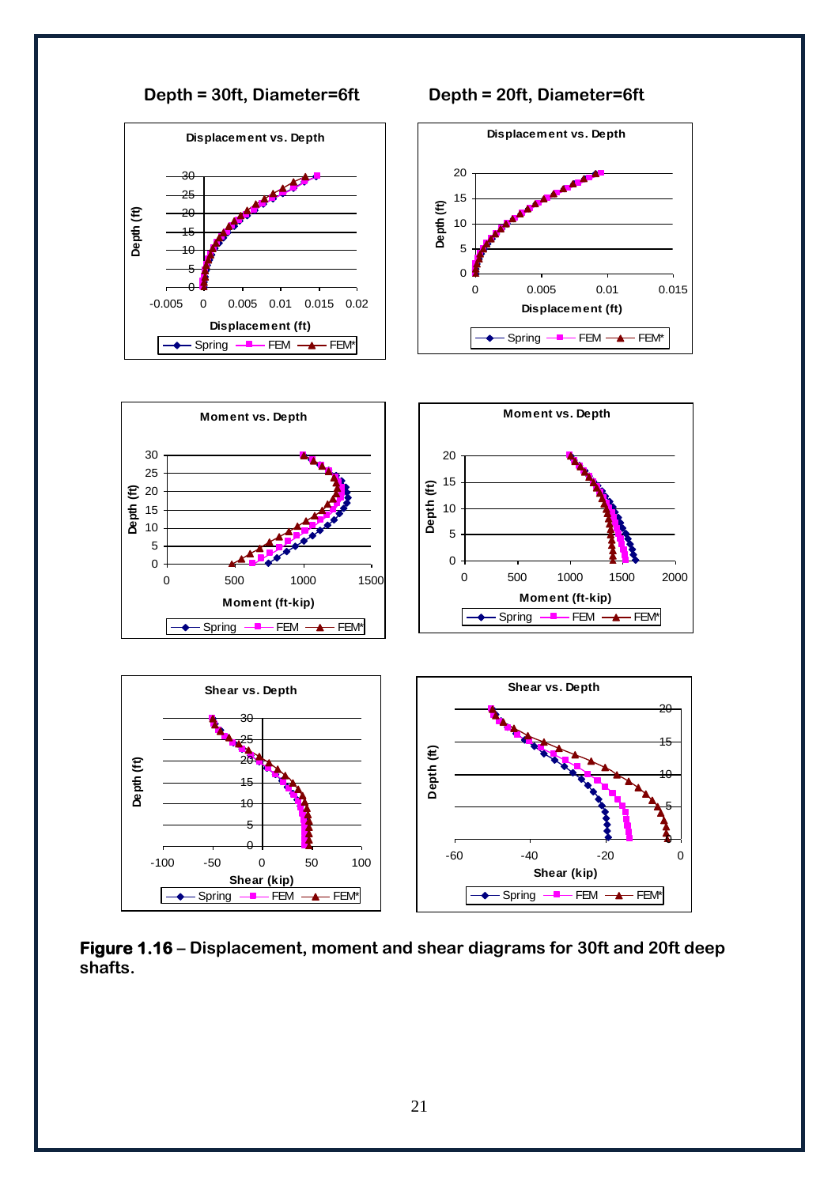**Depth = 30ft, Diameter=6ft**

**Depth = 20ft, Diameter=6ft**

**Figure 1.16** – Displacement, moment and shear diagrams for 30ft and 20ft deep shafts.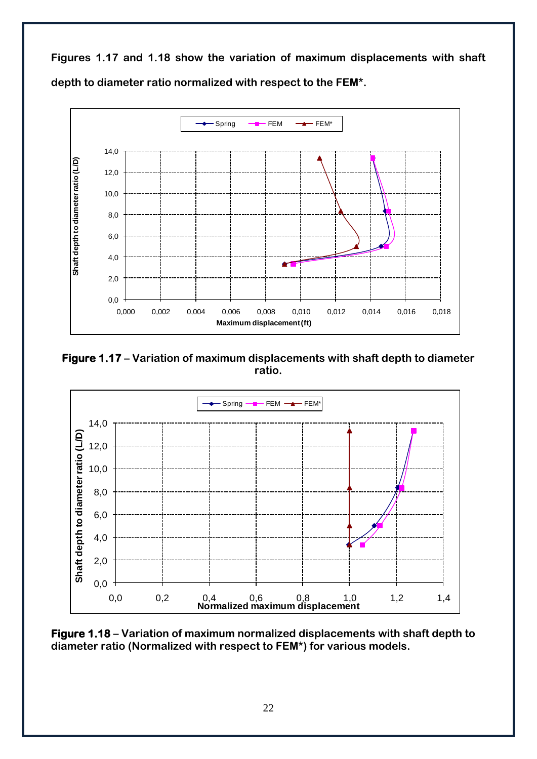**Figures 1.17 and 1.18 show the variation of maximum displacements with shaft depth to diameter ratio normalized with respect to the FEM*.**

**Figure 1.17** – Variation of maximum displacements with shaft depth to diameter ratio.

**Figure 1.18** – Variation of maximum normalized displacements with shaft depth to diameter ratio (Normalized with respect to FEM*) for various models.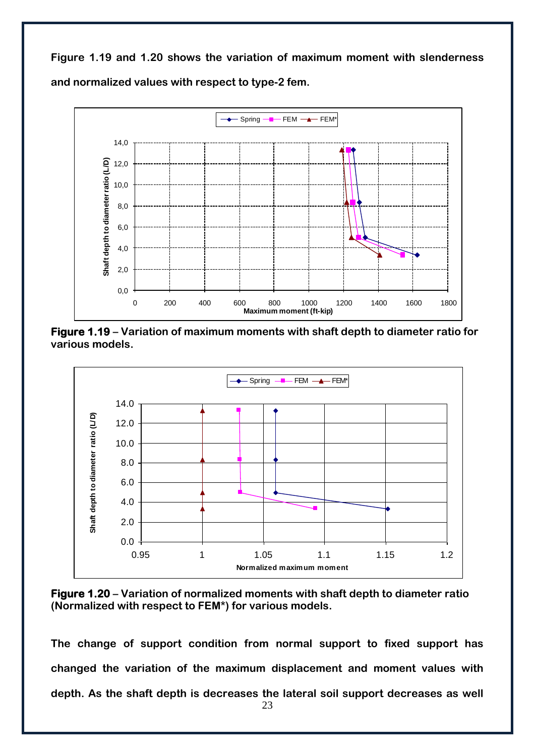**Figure 1.19 and 1.20 shows the variation of maximum moment with slenderness and normalized values with respect to type-2 fem.**

**Figure 1.19** – **Variation of maximum moments with shaft depth to diameter ratio for various models.**

**Figure 1.20** – **Variation of normalized moments with shaft depth to diameter ratio (Normalized with respect to FEM*) for various models.**

**The change of support condition from normal support to fixed support has changed the variation of the maximum displacement and moment values with depth. As the shaft depth is decreases the lateral soil support decreases as well**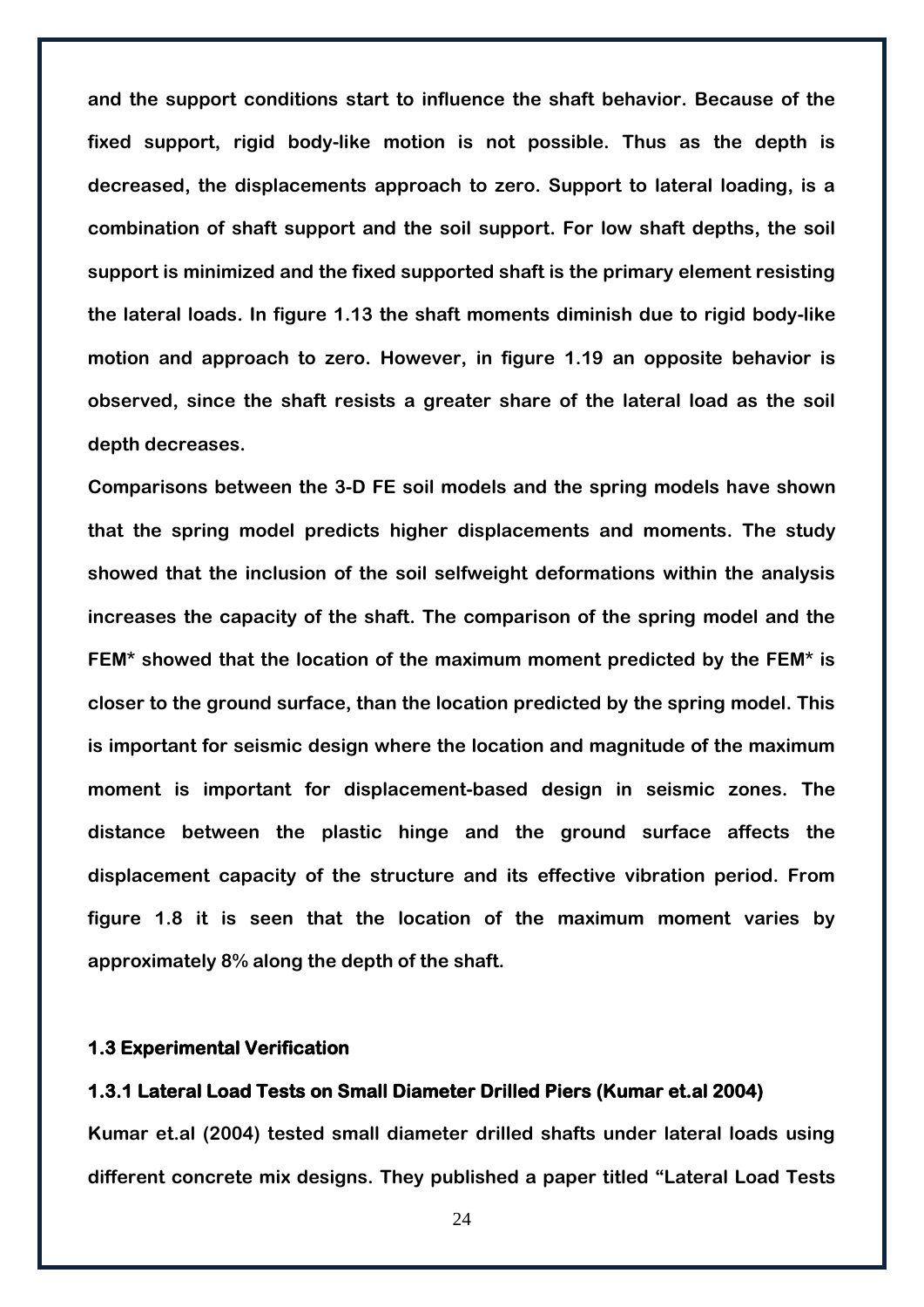**and the support conditions start to influence the shaft behavior. Because of the fixed support, rigid body-like motion is not possible. Thus as the depth is decreased, the displacements approach to zero. Support to lateral loading, is a combination of shaft support and the soil support. For low shaft depths, the soil support is minimized and the fixed supported shaft is the primary element resisting the lateral loads. In figure 1.13 the shaft moments diminish due to rigid body-like motion and approach to zero. However, in figure 1.19 an opposite behavior is observed, since the shaft resists a greater share of the lateral load as the soil depth decreases.**

**Comparisons between the 3-D FE soil models and the spring models have shown that the spring model predicts higher displacements and moments. The study showed that the inclusion of the soil selfweight deformations within the analysis increases the capacity of the shaft. The comparison of the spring model and the FEM* showed that the location of the maximum moment predicted by the FEM* is closer to the ground surface, than the location predicted by the spring model. This is important for seismic design where the location and magnitude of the maximum moment is important for displacement-based design in seismic zones. The distance between the plastic hinge and the ground surface affects the displacement capacity of the structure and its effective vibration period. From figure 1.8 it is seen that the location of the maximum moment varies by approximately 8% along the depth of the shaft.**

### 1.3 Experimental Verification

#### 1.3.1 Lateral Load Tests on Small Diameter Drilled Piers (Kumar et.al 2004)

**Kumar et.al (2004) tested small diameter drilled shafts under lateral loads using different concrete mix designs. They published a paper titled "Lateral Load Tests**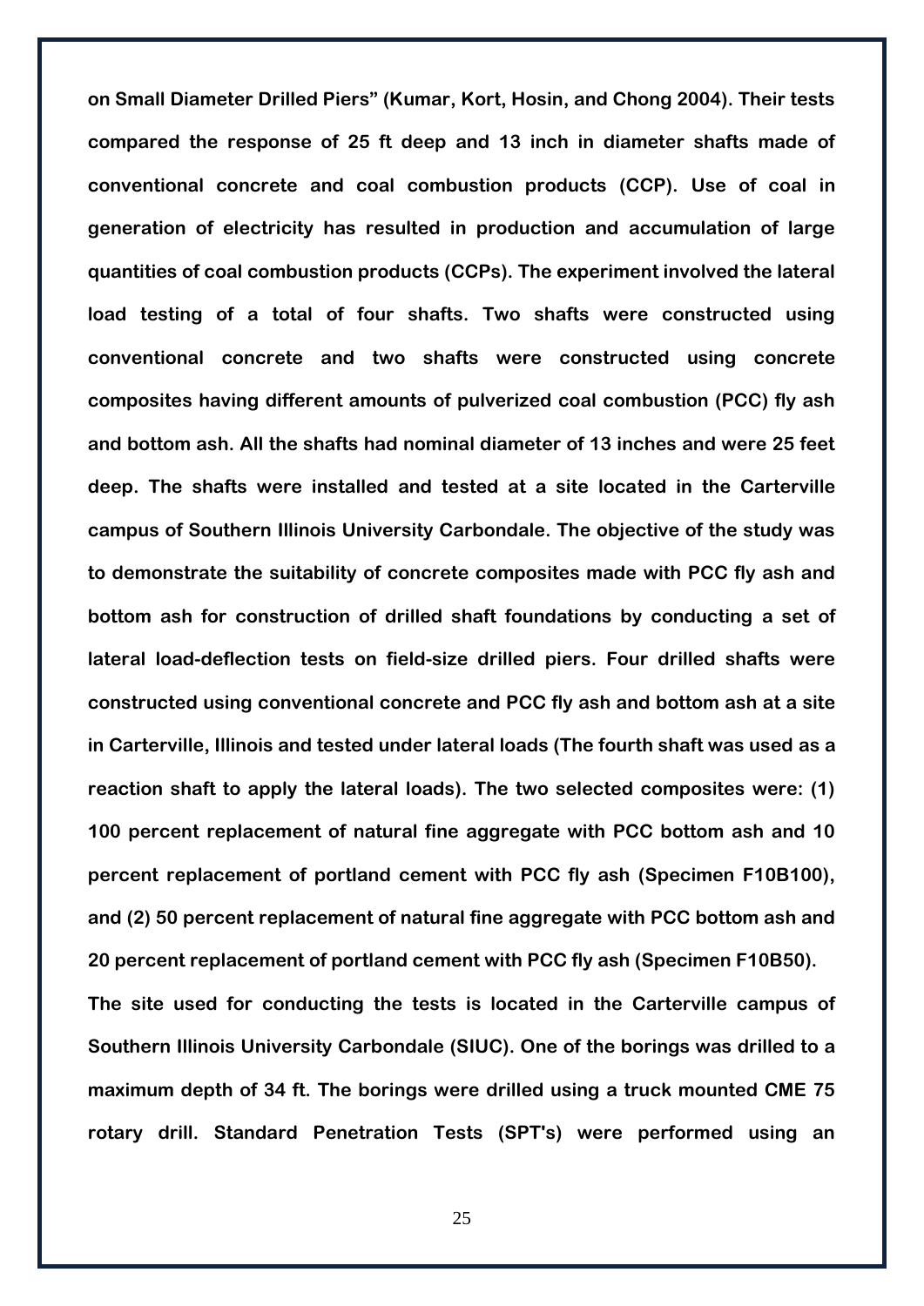on Small Diameter Drilled Piers" (Kumar, Kort, Hosin, and Chong 2004). Their tests compared the response of 25 ft deep and 13 inch in diameter shafts made of conventional concrete and coal combustion products (CCP). Use of coal in generation of electricity has resulted in production and accumulation of large quantities of coal combustion products (CCPs). The experiment involved the lateral load testing of a total of four shafts. Two shafts were constructed using conventional concrete and two shafts were constructed using concrete composites having different amounts of pulverized coal combustion (PCC) fly ash and bottom ash. All the shafts had nominal diameter of 13 inches and were 25 feet deep. The shafts were installed and tested at a site located in the Carterville campus of Southern Illinois University Carbondale. The objective of the study was to demonstrate the suitability of concrete composites made with PCC fly ash and bottom ash for construction of drilled shaft foundations by conducting a set of lateral load-deflection tests on field-size drilled piers. Four drilled shafts were constructed using conventional concrete and PCC fly ash and bottom ash at a site in Carterville, Illinois and tested under lateral loads (The fourth shaft was used as a reaction shaft to apply the lateral loads). The two selected composites were: (1) 100 percent replacement of natural fine aggregate with PCC bottom ash and 10 percent replacement of portland cement with PCC fly ash (Specimen F10B100), and (2) 50 percent replacement of natural fine aggregate with PCC bottom ash and 20 percent replacement of portland cement with PCC fly ash (Specimen F10B50).

The site used for conducting the tests is located in the Carterville campus of Southern Illinois University Carbondale (SIUC). One of the borings was drilled to a maximum depth of 34 ft. The borings were drilled using a truck mounted CME 75 rotary drill. Standard Penetration Tests (SPT's) were performed using an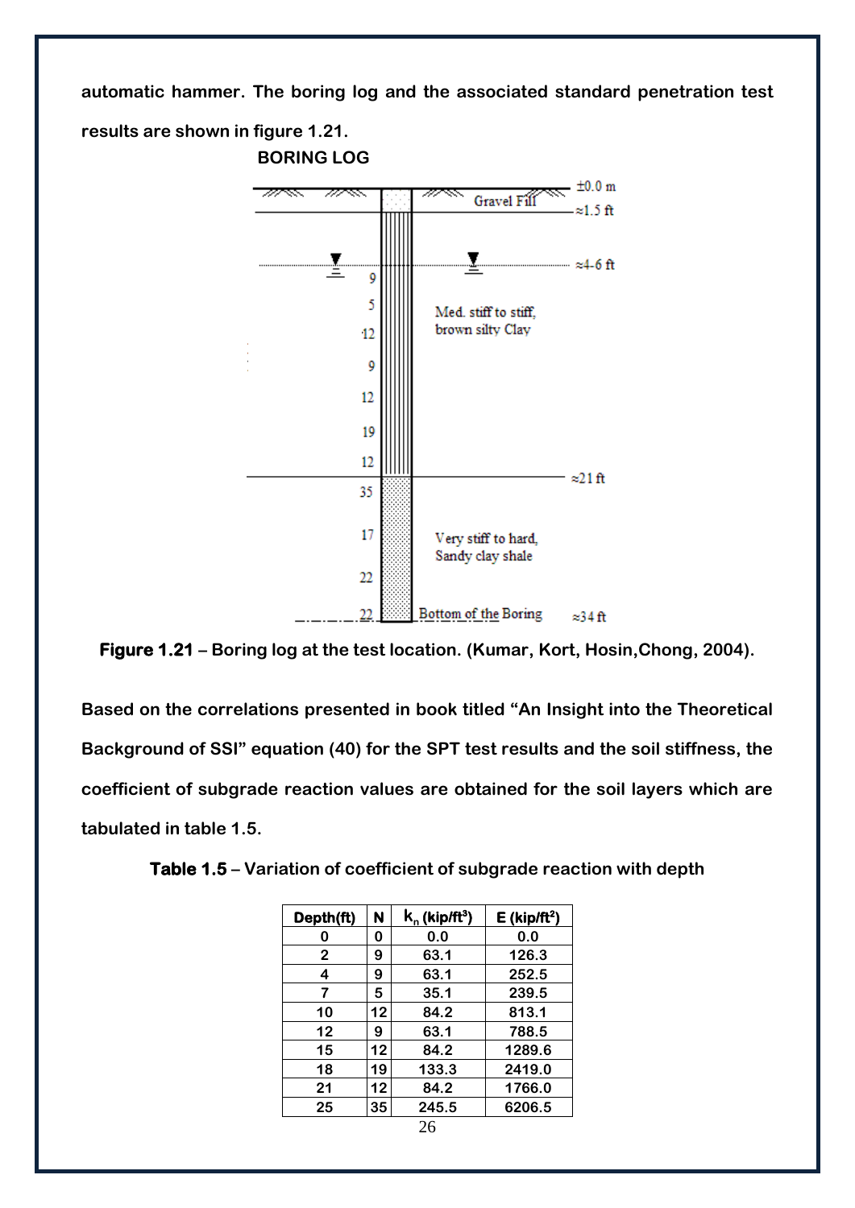**automatic hammer. The boring log and the associated standard penetration test results are shown in figure 1.21.**

**BORING LOG**

±0.0 m

Gravel Fill ≈1.5 ft

≈4-6 ft

9
5
12
9
12
19
12

Med. stiff to stiff, brown silty Clay

≈21 ft

35
17
22
22

Very stiff to hard, Sandy clay shale

Bottom of the Boring ≈34 ft

**Figure 1.21** – Boring log at the test location. (Kumar, Kort, Hosin,Chong, 2004).

**Based on the correlations presented in book titled "An Insight into the Theoretical Background of SSI" equation (40) for the SPT test results and the soil stiffness, the coefficient of subgrade reaction values are obtained for the soil layers which are tabulated in table 1.5.**

**Table 1.5** – Variation of coefficient of subgrade reaction with depth

| Depth(ft) | N | $k_n$ (kip/ft$^3$) | E (kip/ft$^2$) |
|---|---|---|---|
| 0 | 0 | 0.0 | 0.0 |
| 2 | 9 | 63.1 | 126.3 |
| 4 | 9 | 63.1 | 252.5 |
| 7 | 5 | 35.1 | 239.5 |
| 10 | 12 | 84.2 | 813.1 |
| 12 | 9 | 63.1 | 788.5 |
| 15 | 12 | 84.2 | 1289.6 |
| 18 | 19 | 133.3 | 2419.0 |
| 21 | 12 | 84.2 | 1766.0 |
| 25 | 35 | 245.5 | 6206.5 |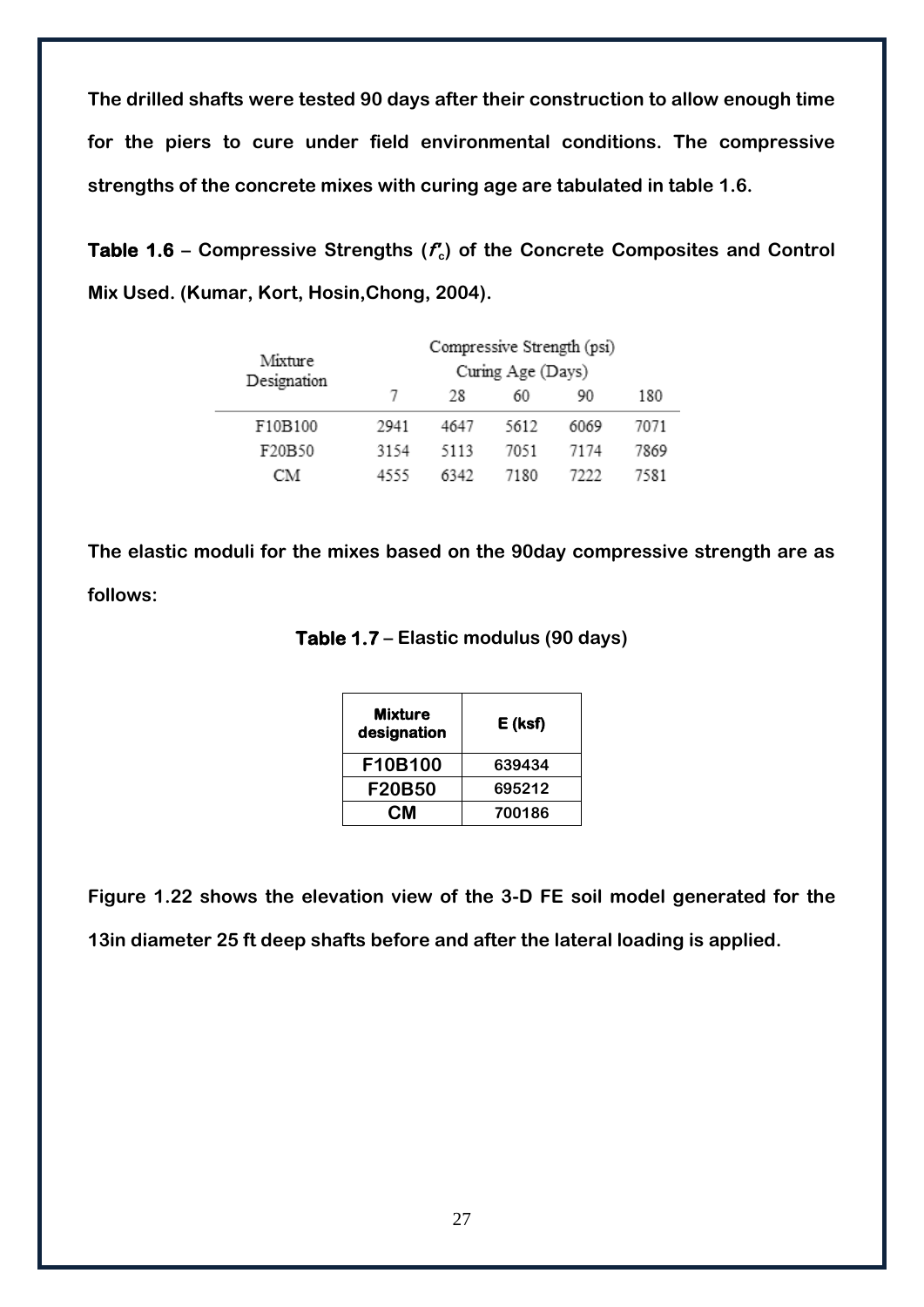**The drilled shafts were tested 90 days after their construction to allow enough time for the piers to cure under field environmental conditions. The compressive strengths of the concrete mixes with curing age are tabulated in table 1.6.**

**Table 1.6 – Compressive Strengths ($f'_c$) of the Concrete Composites and Control Mix Used. (Kumar, Kort, Hosin,Chong, 2004).**

| Mixture Designation | Compressive Strength (psi) Curing Age (Days) | | | | |
|---|---|---|---|---|---|
| | 7 | 28 | 60 | 90 | 180 |
| F10B100 | 2941 | 4647 | 5612 | 6069 | 7071 |
| F20B50 | 3154 | 5113 | 7051 | 7174 | 7869 |
| CM | 4555 | 6342 | 7180 | 7222 | 7581 |

**The elastic moduli for the mixes based on the 90day compressive strength are as follows:**

**Table 1.7 – Elastic modulus (90 days)**

| Mixture designation | E (ksf) |
|---|---|
| F10B100 | 639434 |
| F20B50 | 695212 |
| CM | 700186 |

**Figure 1.22 shows the elevation view of the 3-D FE soil model generated for the 13in diameter 25 ft deep shafts before and after the lateral loading is applied.**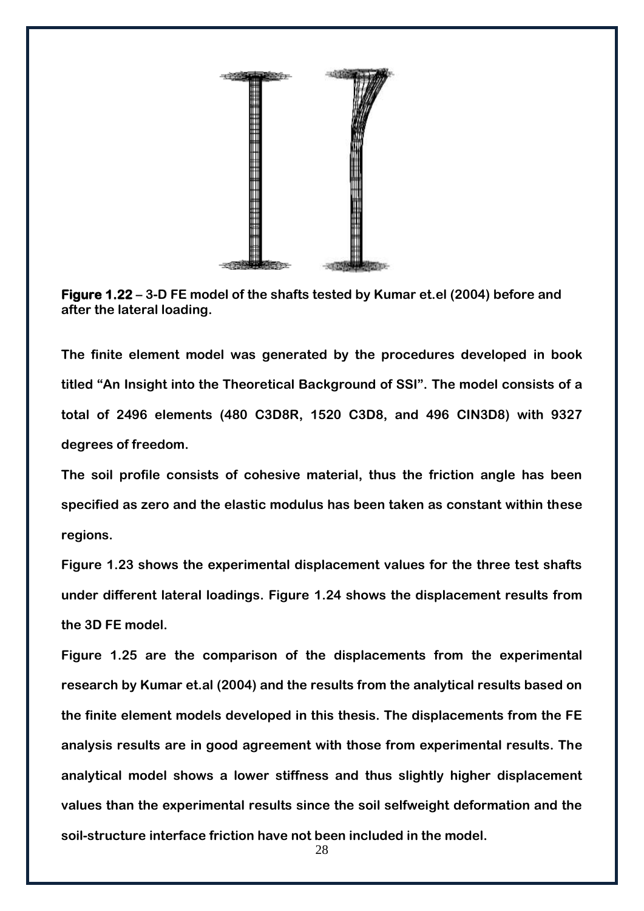**Figure 1.22** – **3-D FE model of the shafts tested by Kumar et.el (2004) before and after the lateral loading.**

**The finite element model was generated by the procedures developed in book titled "An Insight into the Theoretical Background of SSI". The model consists of a total of 2496 elements (480 C3D8R, 1520 C3D8, and 496 CIN3D8) with 9327 degrees of freedom.**

**The soil profile consists of cohesive material, thus the friction angle has been specified as zero and the elastic modulus has been taken as constant within these regions.**

**Figure 1.23 shows the experimental displacement values for the three test shafts under different lateral loadings. Figure 1.24 shows the displacement results from the 3D FE model.**

**Figure 1.25 are the comparison of the displacements from the experimental research by Kumar et.al (2004) and the results from the analytical results based on the finite element models developed in this thesis. The displacements from the FE analysis results are in good agreement with those from experimental results. The analytical model shows a lower stiffness and thus slightly higher displacement values than the experimental results since the soil selfweight deformation and the soil-structure interface friction have not been included in the model.**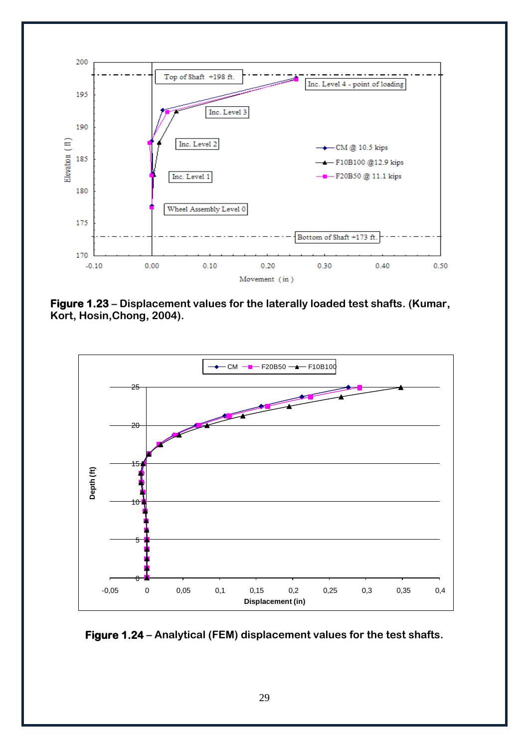**Figure 1.23** – Displacement values for the laterally loaded test shafts. (Kumar, Kort, Hosin,Chong, 2004).

**Figure 1.24** – Analytical (FEM) displacement values for the test shafts.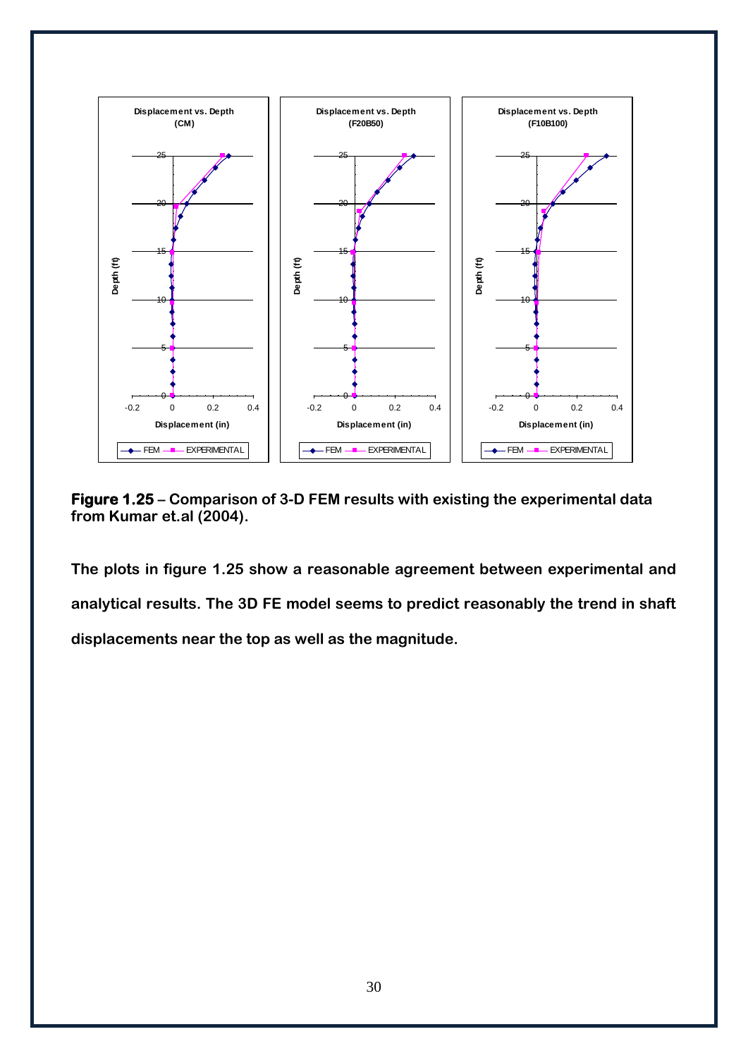**Figure 1.25** – **Comparison of 3-D FEM results with existing the experimental data from Kumar et.al (2004).**

**The plots in figure 1.25 show a reasonable agreement between experimental and analytical results. The 3D FE model seems to predict reasonably the trend in shaft displacements near the top as well as the magnitude.**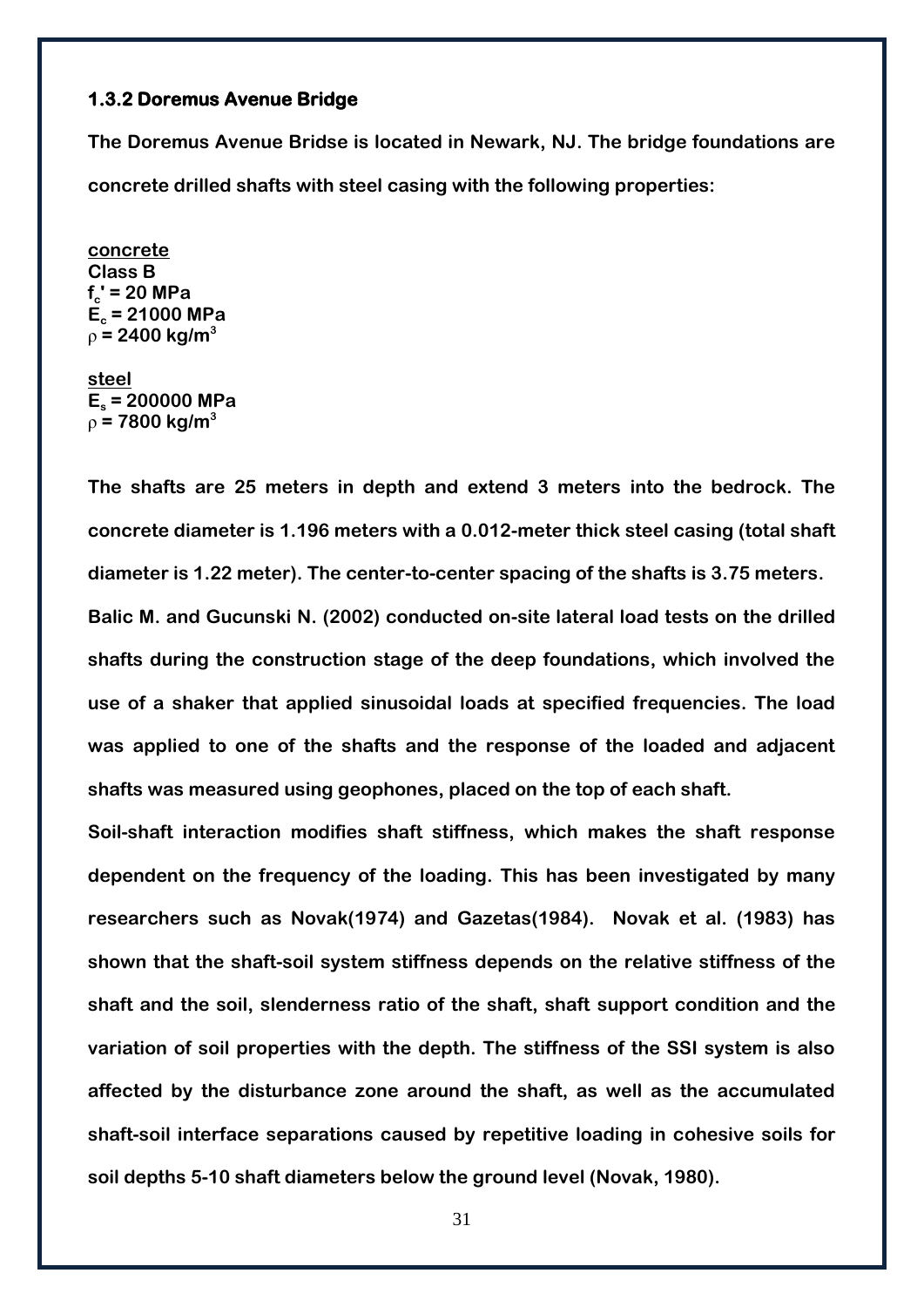### 1.3.2 Doremus Avenue Bridge

**The Doremus Avenue Bridse is located in Newark, NJ. The bridge foundations are concrete drilled shafts with steel casing with the following properties:**

**concrete**
**Class B**
**$f_c'$ = 20 MPa**
**$E_c$ = 21000 MPa**
**$\rho$ = 2400 kg/m$^3$**

**steel**
**$E_s$ = 200000 MPa**
**$\rho$ = 7800 kg/m$^3$**

**The shafts are 25 meters in depth and extend 3 meters into the bedrock. The concrete diameter is 1.196 meters with a 0.012-meter thick steel casing (total shaft diameter is 1.22 meter). The center-to-center spacing of the shafts is 3.75 meters.**

**Balic M. and Gucunski N. (2002) conducted on-site lateral load tests on the drilled shafts during the construction stage of the deep foundations, which involved the use of a shaker that applied sinusoidal loads at specified frequencies. The load was applied to one of the shafts and the response of the loaded and adjacent shafts was measured using geophones, placed on the top of each shaft.**

**Soil-shaft interaction modifies shaft stiffness, which makes the shaft response dependent on the frequency of the loading. This has been investigated by many researchers such as Novak(1974) and Gazetas(1984). Novak et al. (1983) has shown that the shaft-soil system stiffness depends on the relative stiffness of the shaft and the soil, slenderness ratio of the shaft, shaft support condition and the variation of soil properties with the depth. The stiffness of the SSI system is also affected by the disturbance zone around the shaft, as well as the accumulated shaft-soil interface separations caused by repetitive loading in cohesive soils for soil depths 5-10 shaft diameters below the ground level (Novak, 1980).**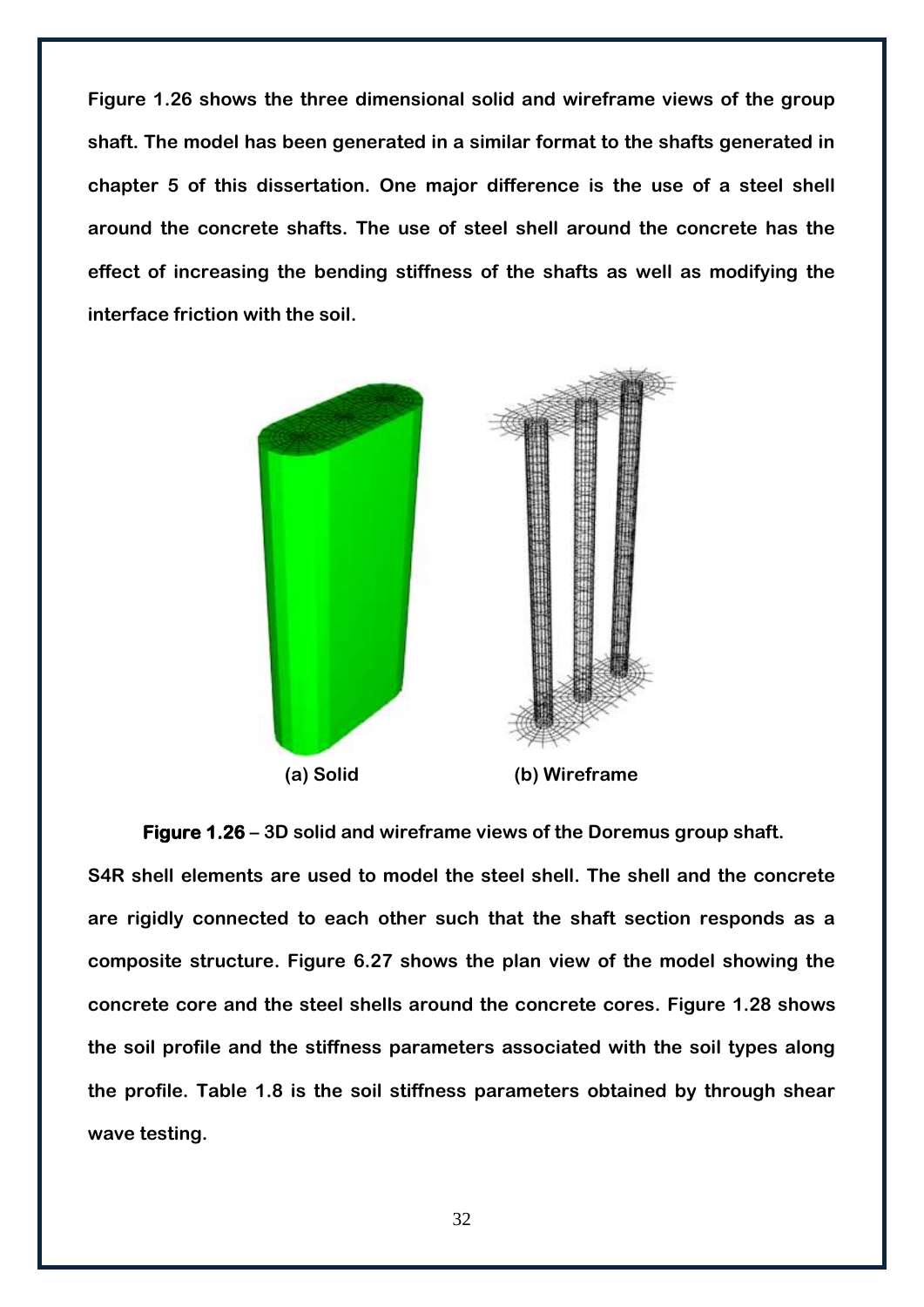Figure 1.26 shows the three dimensional solid and wireframe views of the group shaft. The model has been generated in a similar format to the shafts generated in chapter 5 of this dissertation. One major difference is the use of a steel shell around the concrete shafts. The use of steel shell around the concrete has the effect of increasing the bending stiffness of the shafts as well as modifying the interface friction with the soil.

(a) Solid (b) Wireframe

**Figure 1.26** – 3D solid and wireframe views of the Doremus group shaft.

S4R shell elements are used to model the steel shell. The shell and the concrete are rigidly connected to each other such that the shaft section responds as a composite structure. Figure 6.27 shows the plan view of the model showing the concrete core and the steel shells around the concrete cores. Figure 1.28 shows the soil profile and the stiffness parameters associated with the soil types along the profile. Table 1.8 is the soil stiffness parameters obtained by through shear wave testing.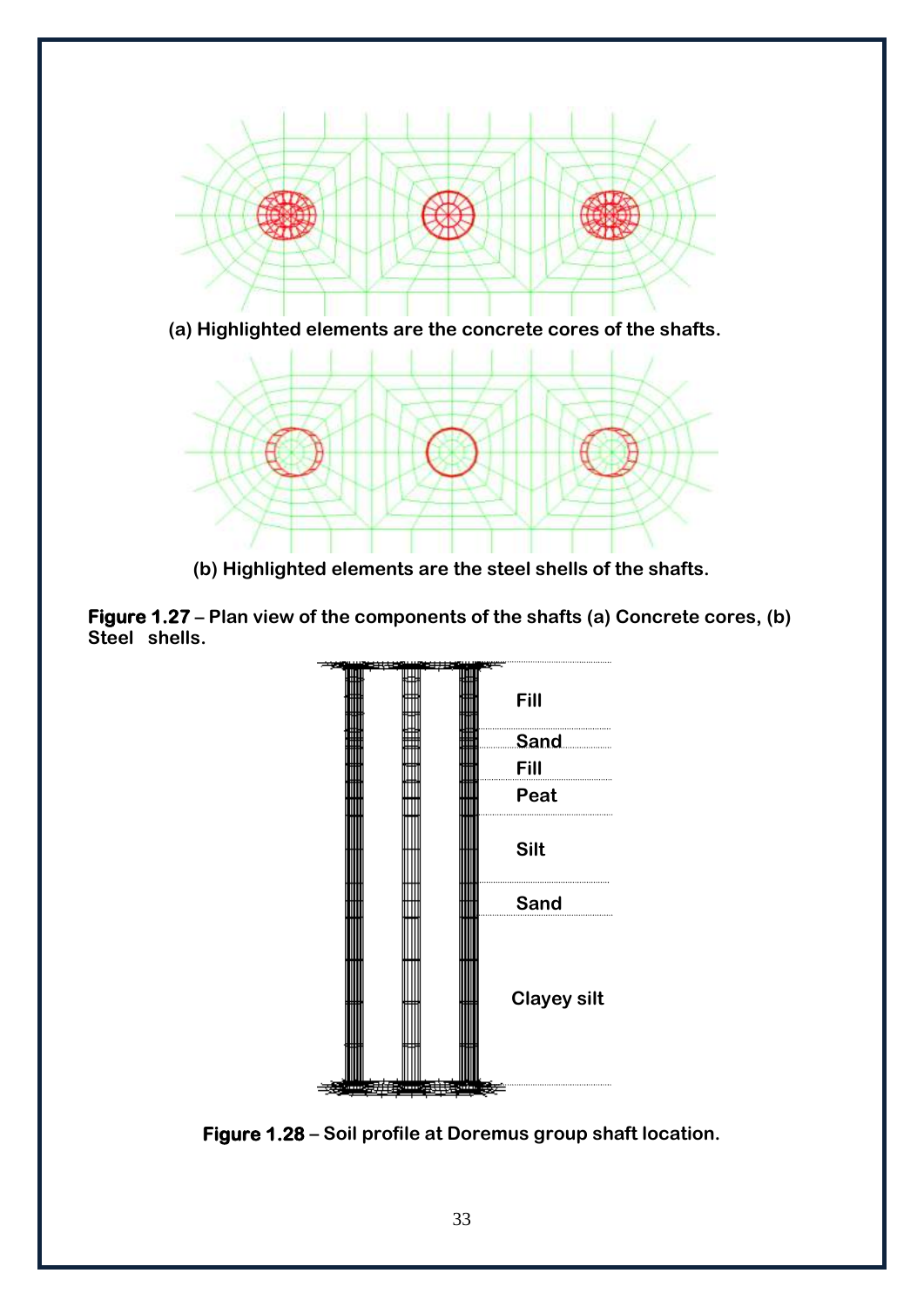(a) Highlighted elements are the concrete cores of the shafts.

(b) Highlighted elements are the steel shells of the shafts.

**Figure 1.27** – Plan view of the components of the shafts (a) Concrete cores, (b) Steel shells.

Fill

Sand

Fill

Peat

Silt

Sand

Clayey silt

**Figure 1.28** – Soil profile at Doremus group shaft location.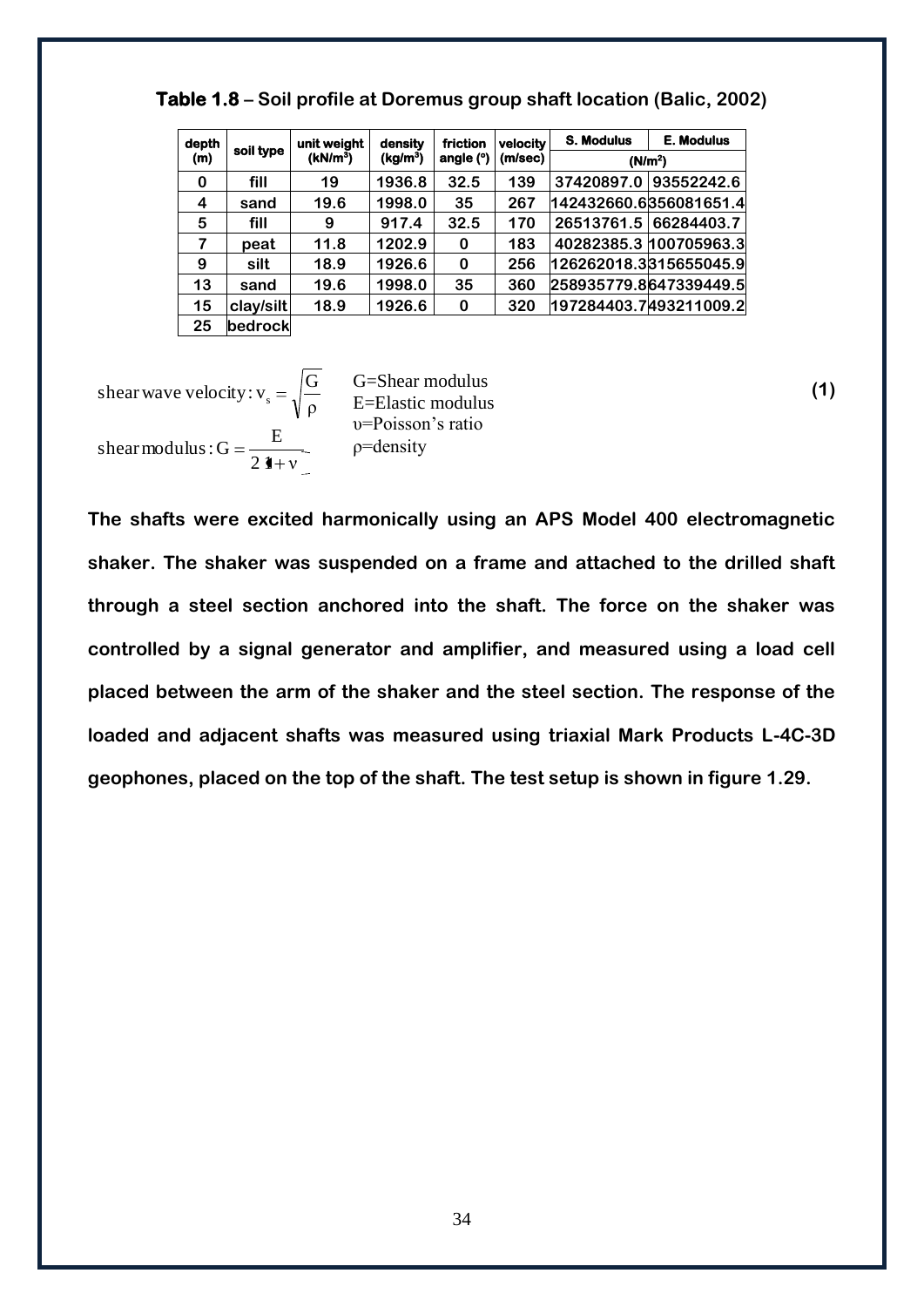**Table 1.8** – **Soil profile at Doremus group shaft location (Balic, 2002)**

| depth (m) | soil type | unit weight (kN/m$^3$) | density (kg/m$^3$) | friction angle (°) | velocity (m/sec) | S. Modulus (N/m$^2$) | E. Modulus (N/m$^2$) |
|---|---|---|---|---|---|---|---|
| 0 | fill | 19 | 1936.8 | 32.5 | 139 | 37420897.0 | 93552242.6 |
| 4 | sand | 19.6 | 1998.0 | 35 | 267 | 142432660.6 | 356081651.4 |
| 5 | fill | 9 | 917.4 | 32.5 | 170 | 26513761.5 | 66284403.7 |
| 7 | peat | 11.8 | 1202.9 | 0 | 183 | 40282385.3 | 100705963.3 |
| 9 | silt | 18.9 | 1926.6 | 0 | 256 | 126262018.3 | 315655045.9 |
| 13 | sand | 19.6 | 1998.0 | 35 | 360 | 258935779.8 | 647339449.5 |
| 15 | clay/silt | 18.9 | 1926.6 | 0 | 320 | 197284403.7 | 493211009.2 |
| 25 | bedrock | | | | | | |

$$\text{shear wave velocity}: v_s = \sqrt{\frac{G}{\rho}} \qquad \text{shear modulus}: G = \frac{E}{2(1+\nu)} \tag{1}$$

G=Shear modulus
E=Elastic modulus
$\upsilon$=Poisson's ratio
$\rho$=density

**The shafts were excited harmonically using an APS Model 400 electromagnetic shaker. The shaker was suspended on a frame and attached to the drilled shaft through a steel section anchored into the shaft. The force on the shaker was controlled by a signal generator and amplifier, and measured using a load cell placed between the arm of the shaker and the steel section. The response of the loaded and adjacent shafts was measured using triaxial Mark Products L-4C-3D geophones, placed on the top of the shaft. The test setup is shown in figure 1.29.**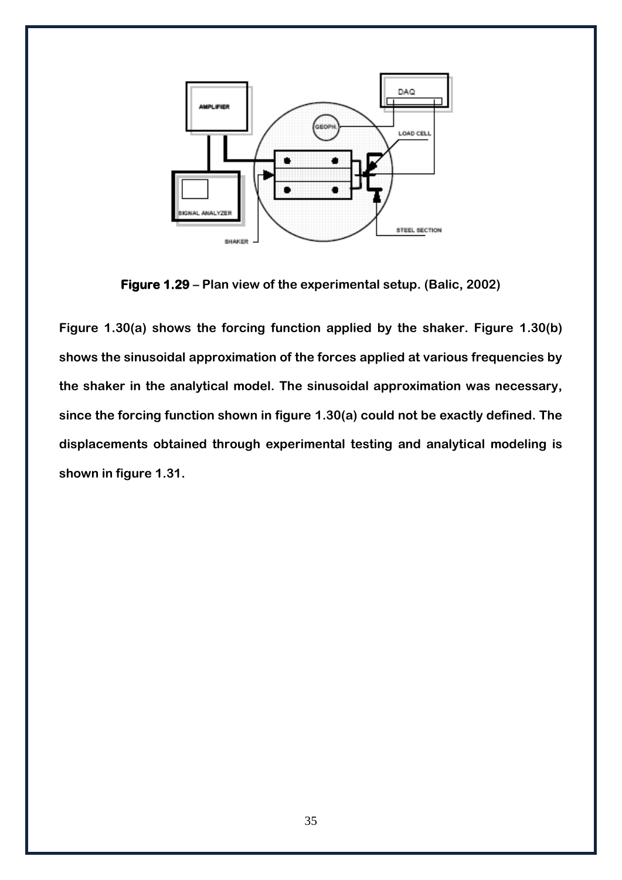**Figure 1.29** – Plan view of the experimental setup. (Balic, 2002)

Figure 1.30(a) shows the forcing function applied by the shaker. Figure 1.30(b) shows the sinusoidal approximation of the forces applied at various frequencies by the shaker in the analytical model. The sinusoidal approximation was necessary, since the forcing function shown in figure 1.30(a) could not be exactly defined. The displacements obtained through experimental testing and analytical modeling is shown in figure 1.31.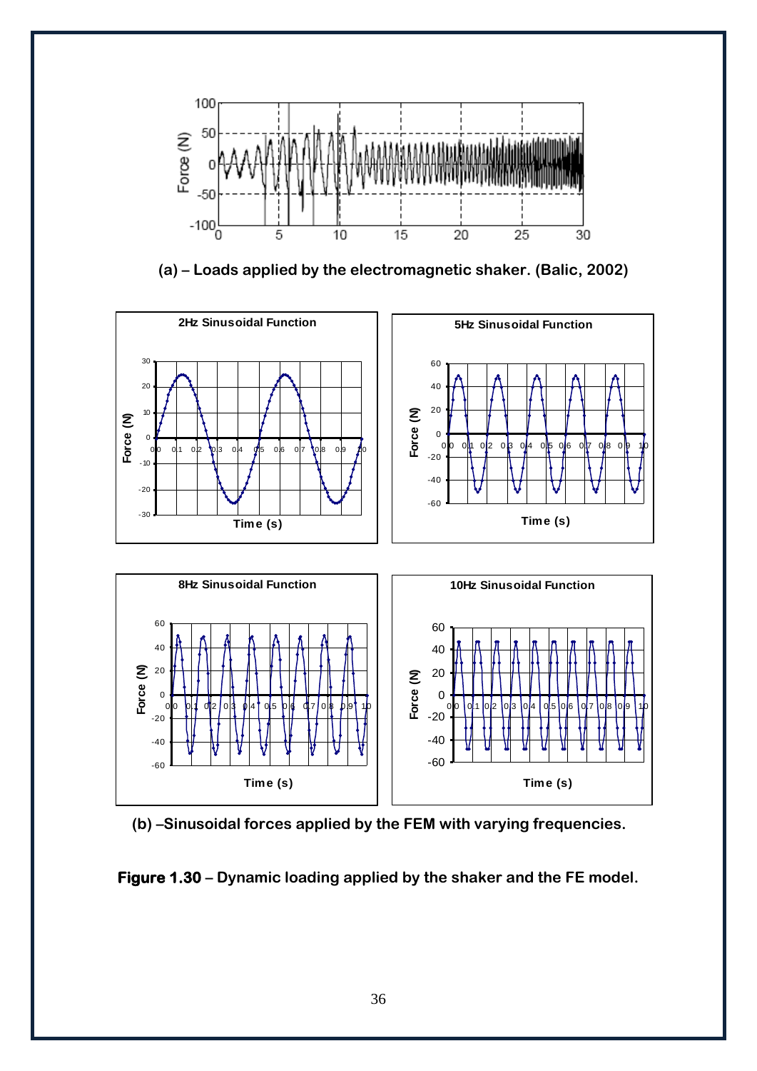(a) – Loads applied by the electromagnetic shaker. (Balic, 2002)

(b) –Sinusoidal forces applied by the FEM with varying frequencies.

**Figure 1.30** – Dynamic loading applied by the shaker and the FE model.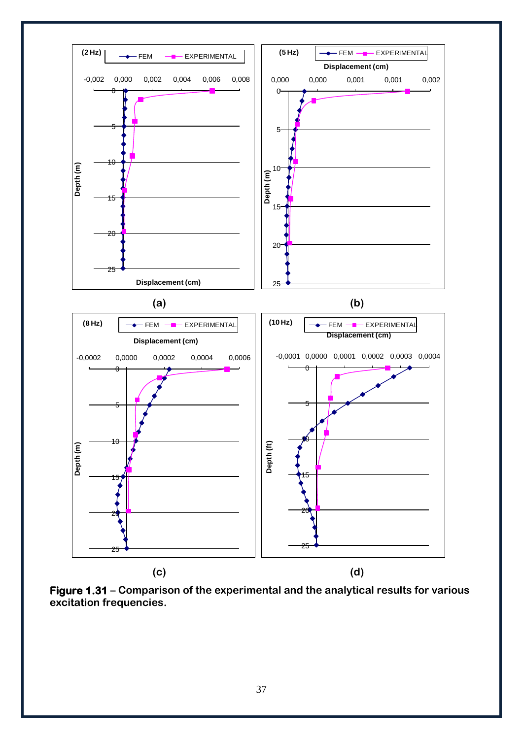(a)

(b)

(c)

(d)

**Figure 1.31 – Comparison of the experimental and the analytical results for various excitation frequencies.**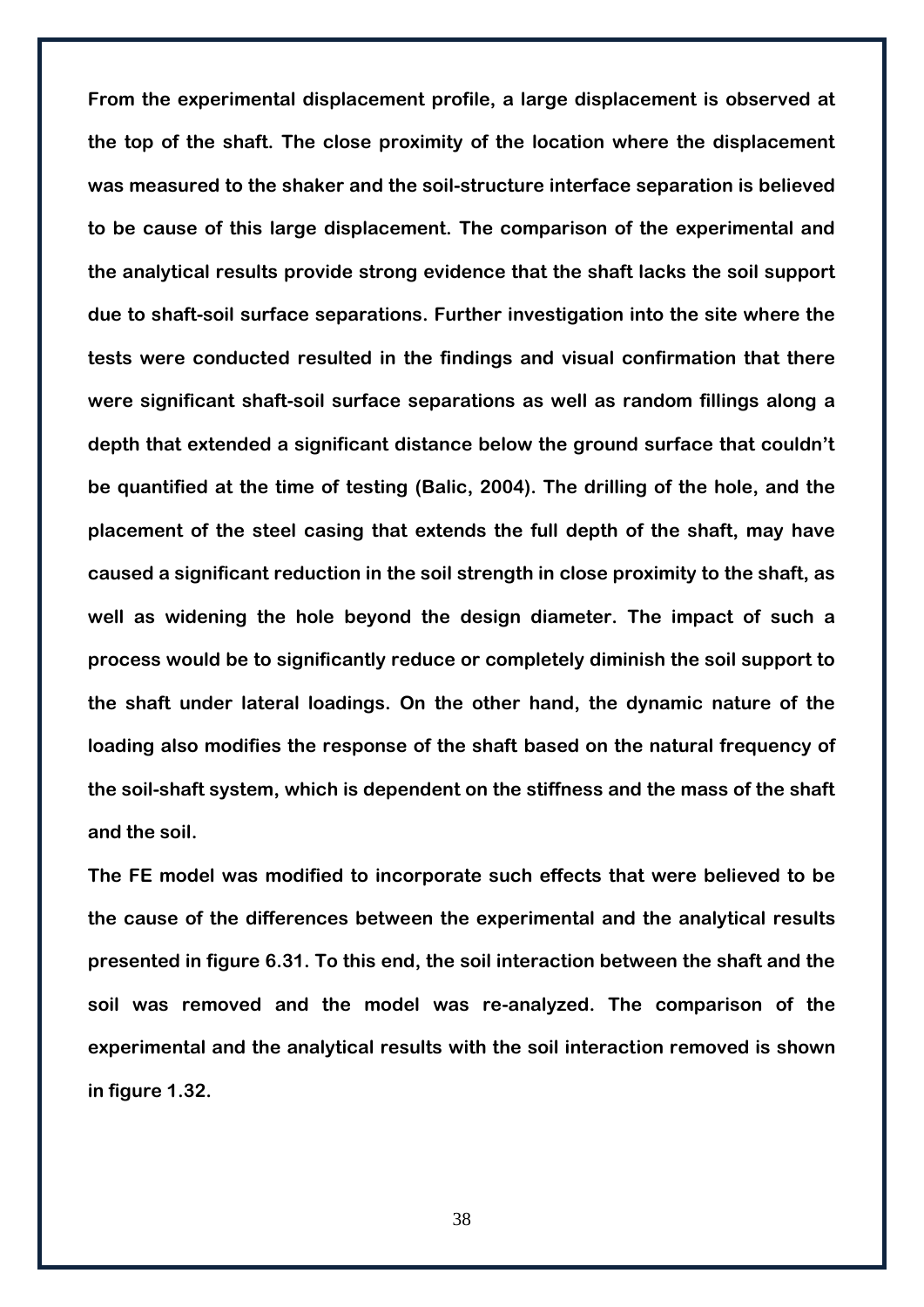**From the experimental displacement profile, a large displacement is observed at the top of the shaft. The close proximity of the location where the displacement was measured to the shaker and the soil-structure interface separation is believed to be cause of this large displacement. The comparison of the experimental and the analytical results provide strong evidence that the shaft lacks the soil support due to shaft-soil surface separations. Further investigation into the site where the tests were conducted resulted in the findings and visual confirmation that there were significant shaft-soil surface separations as well as random fillings along a depth that extended a significant distance below the ground surface that couldn't be quantified at the time of testing (Balic, 2004). The drilling of the hole, and the placement of the steel casing that extends the full depth of the shaft, may have caused a significant reduction in the soil strength in close proximity to the shaft, as well as widening the hole beyond the design diameter. The impact of such a process would be to significantly reduce or completely diminish the soil support to the shaft under lateral loadings. On the other hand, the dynamic nature of the loading also modifies the response of the shaft based on the natural frequency of the soil-shaft system, which is dependent on the stiffness and the mass of the shaft and the soil.**

**The FE model was modified to incorporate such effects that were believed to be the cause of the differences between the experimental and the analytical results presented in figure 6.31. To this end, the soil interaction between the shaft and the soil was removed and the model was re-analyzed. The comparison of the experimental and the analytical results with the soil interaction removed is shown in figure 1.32.**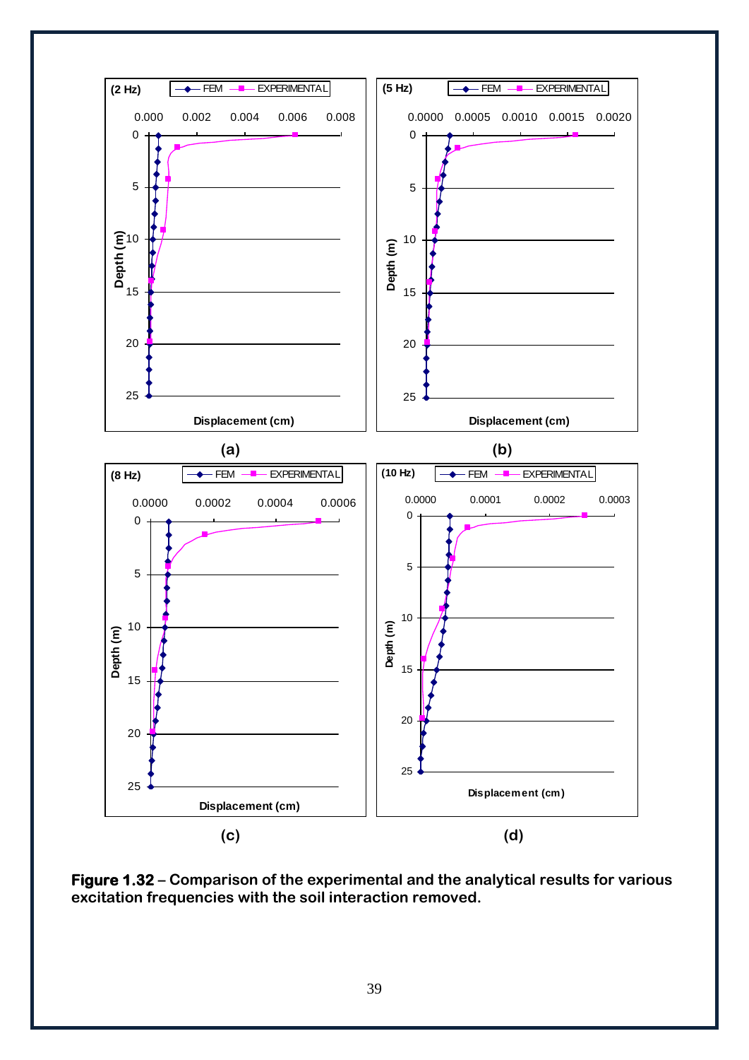**Figure 1.32** – **Comparison of the experimental and the analytical results for various excitation frequencies with the soil interaction removed.**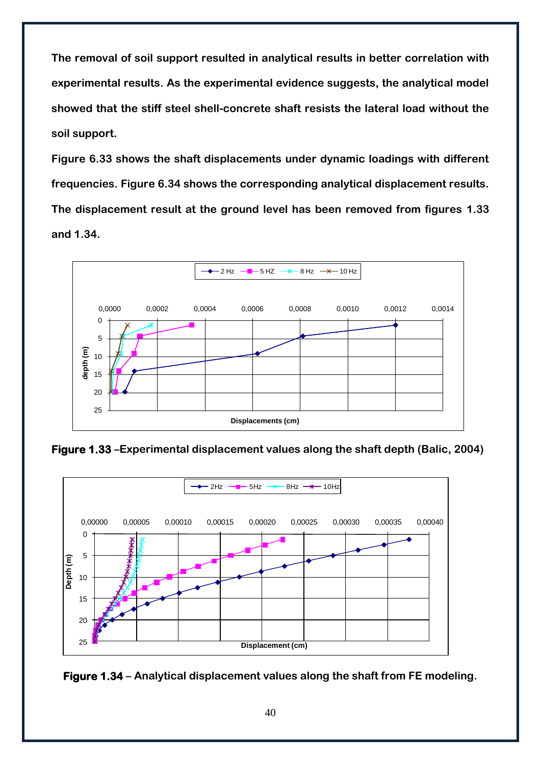The removal of soil support resulted in analytical results in better correlation with experimental results. As the experimental evidence suggests, the analytical model showed that the stiff steel shell-concrete shaft resists the lateral load without the soil support.

Figure 6.33 shows the shaft displacements under dynamic loadings with different frequencies. Figure 6.34 shows the corresponding analytical displacement results. The displacement result at the ground level has been removed from figures 1.33 and 1.34.

**Figure 1.33** –Experimental displacement values along the shaft depth (Balic, 2004)

**Figure 1.34** – Analytical displacement values along the shaft from FE modeling.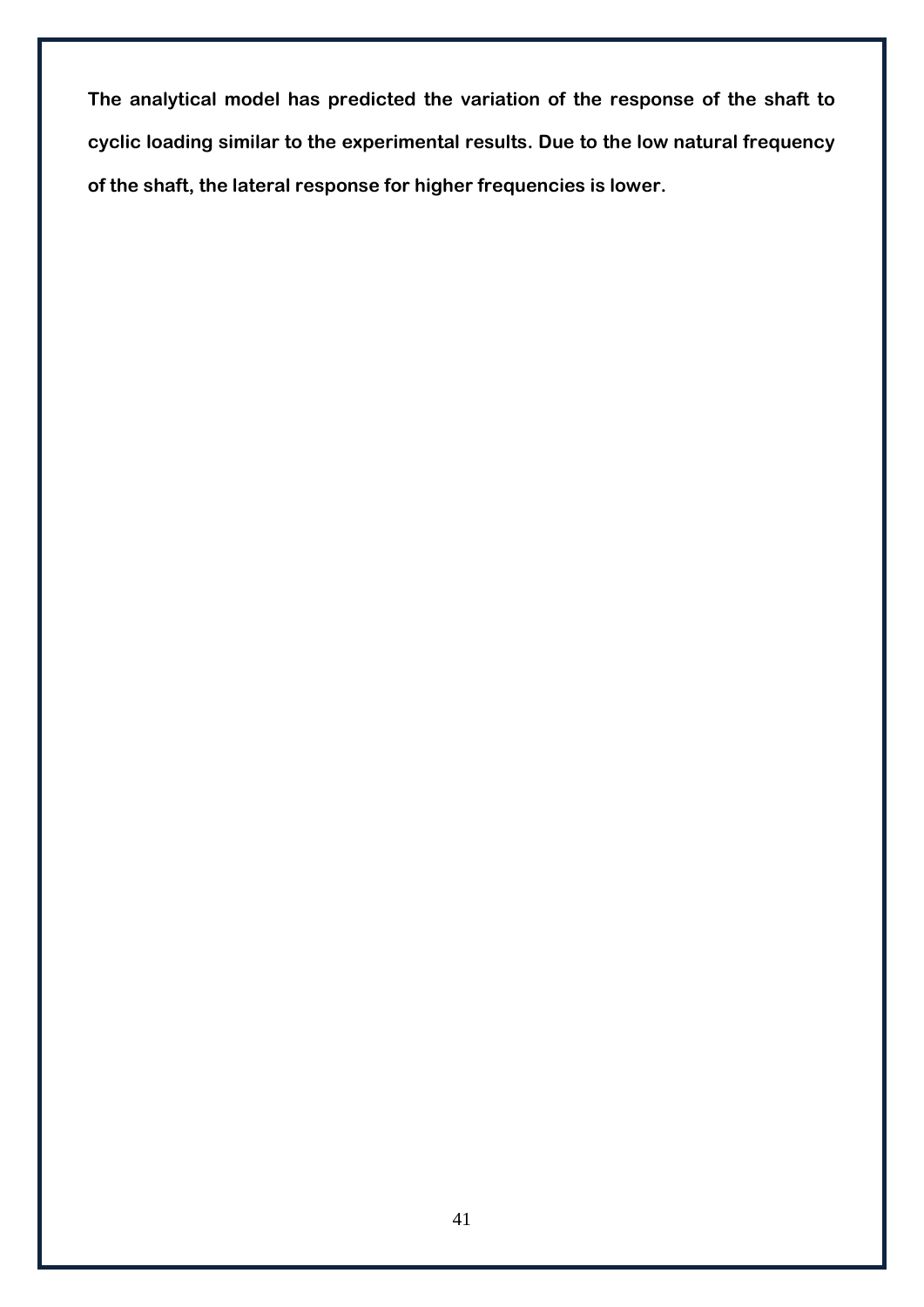**The analytical model has predicted the variation of the response of the shaft to cyclic loading similar to the experimental results. Due to the low natural frequency of the shaft, the lateral response for higher frequencies is lower.**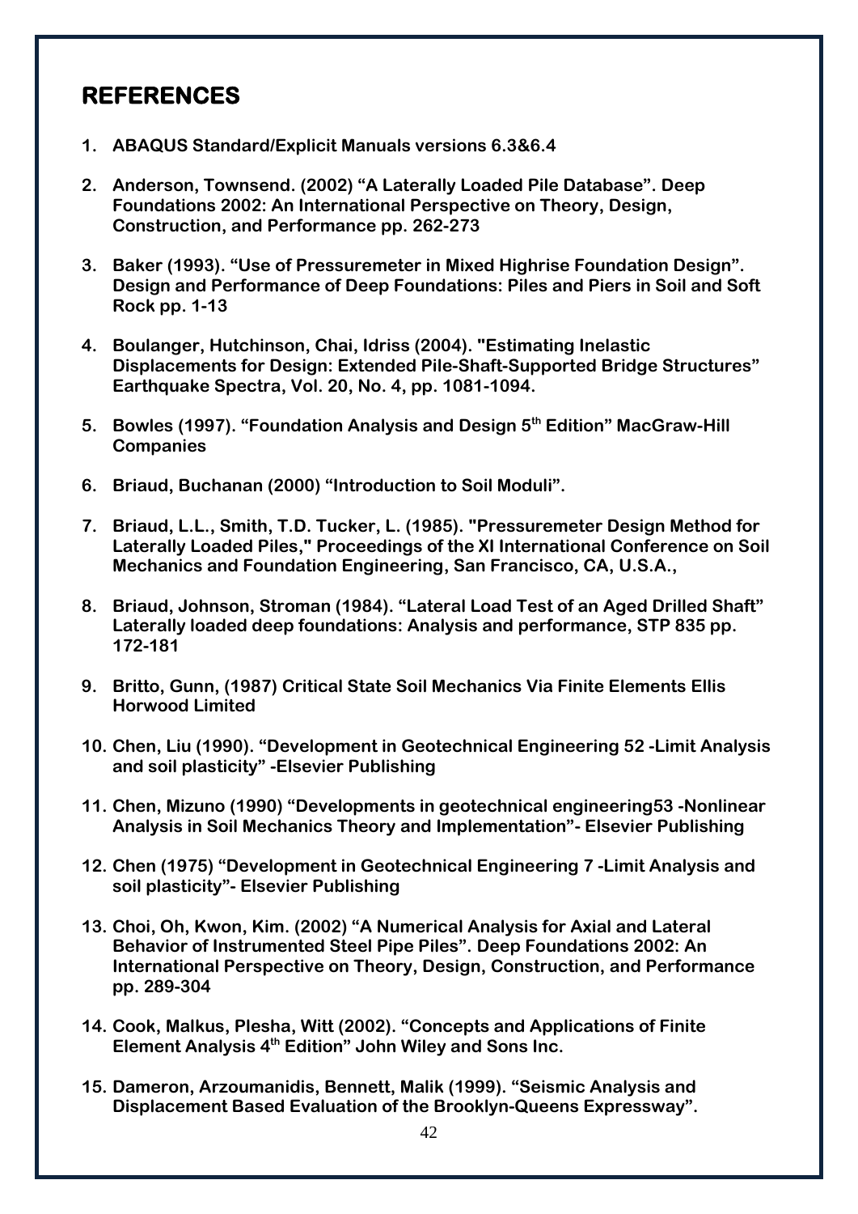## REFERENCES

1. **ABAQUS Standard/Explicit Manuals versions 6.3&6.4**
2. **Anderson, Townsend. (2002) "A Laterally Loaded Pile Database". Deep Foundations 2002: An International Perspective on Theory, Design, Construction, and Performance pp. 262-273**
3. **Baker (1993). "Use of Pressuremeter in Mixed Highrise Foundation Design". Design and Performance of Deep Foundations: Piles and Piers in Soil and Soft Rock pp. 1-13**
4. **Boulanger, Hutchinson, Chai, Idriss (2004). "Estimating Inelastic Displacements for Design: Extended Pile-Shaft-Supported Bridge Structures" Earthquake Spectra, Vol. 20, No. 4, pp. 1081-1094.**
5. **Bowles (1997). "Foundation Analysis and Design 5th Edition" MacGraw-Hill Companies**
6. **Briaud, Buchanan (2000) "Introduction to Soil Moduli".**
7. **Briaud, L.L., Smith, T.D. Tucker, L. (1985). "Pressuremeter Design Method for Laterally Loaded Piles," Proceedings of the XI International Conference on Soil Mechanics and Foundation Engineering, San Francisco, CA, U.S.A.,**
8. **Briaud, Johnson, Stroman (1984). "Lateral Load Test of an Aged Drilled Shaft" Laterally loaded deep foundations: Analysis and performance, STP 835 pp. 172-181**
9. **Britto, Gunn, (1987) Critical State Soil Mechanics Via Finite Elements Ellis Horwood Limited**
10. **Chen, Liu (1990). "Development in Geotechnical Engineering 52 -Limit Analysis and soil plasticity" -Elsevier Publishing**
11. **Chen, Mizuno (1990) "Developments in geotechnical engineering53 -Nonlinear Analysis in Soil Mechanics Theory and Implementation"- Elsevier Publishing**
12. **Chen (1975) "Development in Geotechnical Engineering 7 -Limit Analysis and soil plasticity"- Elsevier Publishing**
13. **Choi, Oh, Kwon, Kim. (2002) "A Numerical Analysis for Axial and Lateral Behavior of Instrumented Steel Pipe Piles". Deep Foundations 2002: An International Perspective on Theory, Design, Construction, and Performance pp. 289-304**
14. **Cook, Malkus, Plesha, Witt (2002). "Concepts and Applications of Finite Element Analysis 4th Edition" John Wiley and Sons Inc.**
15. **Dameron, Arzoumanidis, Bennett, Malik (1999). "Seismic Analysis and Displacement Based Evaluation of the Brooklyn-Queens Expressway".**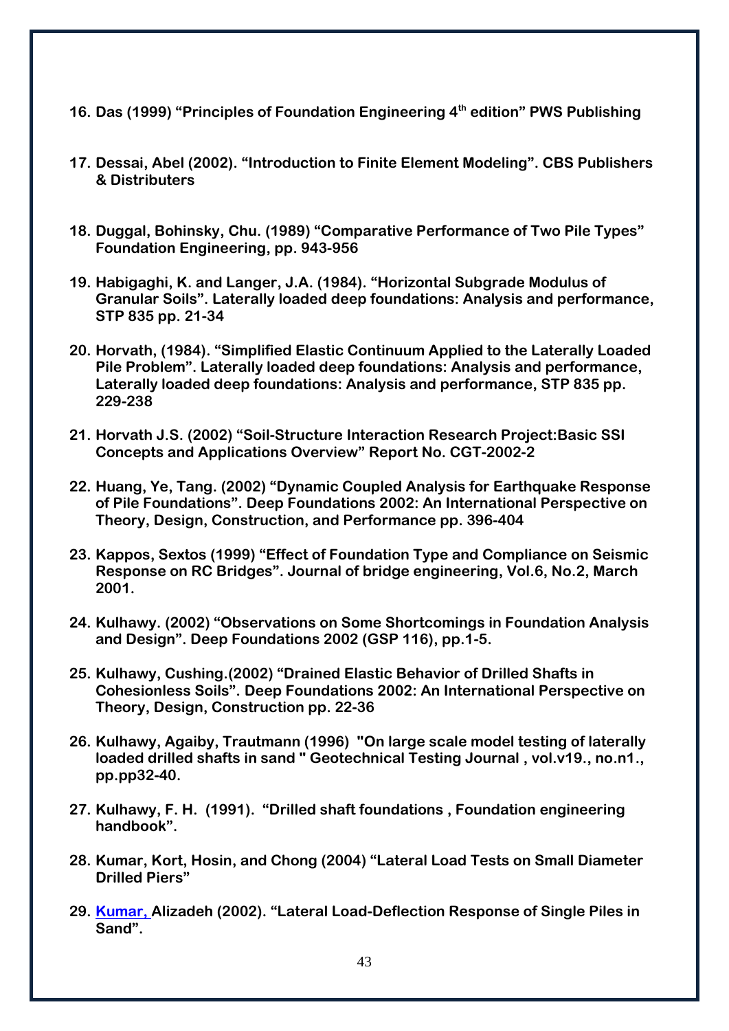16. **Das (1999) "Principles of Foundation Engineering 4th edition" PWS Publishing**

17. **Dessai, Abel (2002). "Introduction to Finite Element Modeling". CBS Publishers & Distributers**

18. **Duggal, Bohinsky, Chu. (1989) "Comparative Performance of Two Pile Types" Foundation Engineering, pp. 943-956**

19. **Habigaghi, K. and Langer, J.A. (1984). "Horizontal Subgrade Modulus of Granular Soils". Laterally loaded deep foundations: Analysis and performance, STP 835 pp. 21-34**

20. **Horvath, (1984). "Simplified Elastic Continuum Applied to the Laterally Loaded Pile Problem". Laterally loaded deep foundations: Analysis and performance, Laterally loaded deep foundations: Analysis and performance, STP 835 pp. 229-238**

21. **Horvath J.S. (2002) "Soil-Structure Interaction Research Project:Basic SSI Concepts and Applications Overview" Report No. CGT-2002-2**

22. **Huang, Ye, Tang. (2002) "Dynamic Coupled Analysis for Earthquake Response of Pile Foundations". Deep Foundations 2002: An International Perspective on Theory, Design, Construction, and Performance pp. 396-404**

23. **Kappos, Sextos (1999) "Effect of Foundation Type and Compliance on Seismic Response on RC Bridges". Journal of bridge engineering, Vol.6, No.2, March 2001.**

24. **Kulhawy. (2002) "Observations on Some Shortcomings in Foundation Analysis and Design". Deep Foundations 2002 (GSP 116), pp.1-5.**

25. **Kulhawy, Cushing.(2002) "Drained Elastic Behavior of Drilled Shafts in Cohesionless Soils". Deep Foundations 2002: An International Perspective on Theory, Design, Construction pp. 22-36**

26. **Kulhawy, Agaiby, Trautmann (1996) "On large scale model testing of laterally loaded drilled shafts in sand " Geotechnical Testing Journal , vol.v19., no.n1., pp.pp32-40.**

27. **Kulhawy, F. H. (1991). "Drilled shaft foundations , Foundation engineering handbook".**

28. **Kumar, Kort, Hosin, and Chong (2004) "Lateral Load Tests on Small Diameter Drilled Piers"**

29. **Kumar, Alizadeh (2002). "Lateral Load-Deflection Response of Single Piles in Sand".**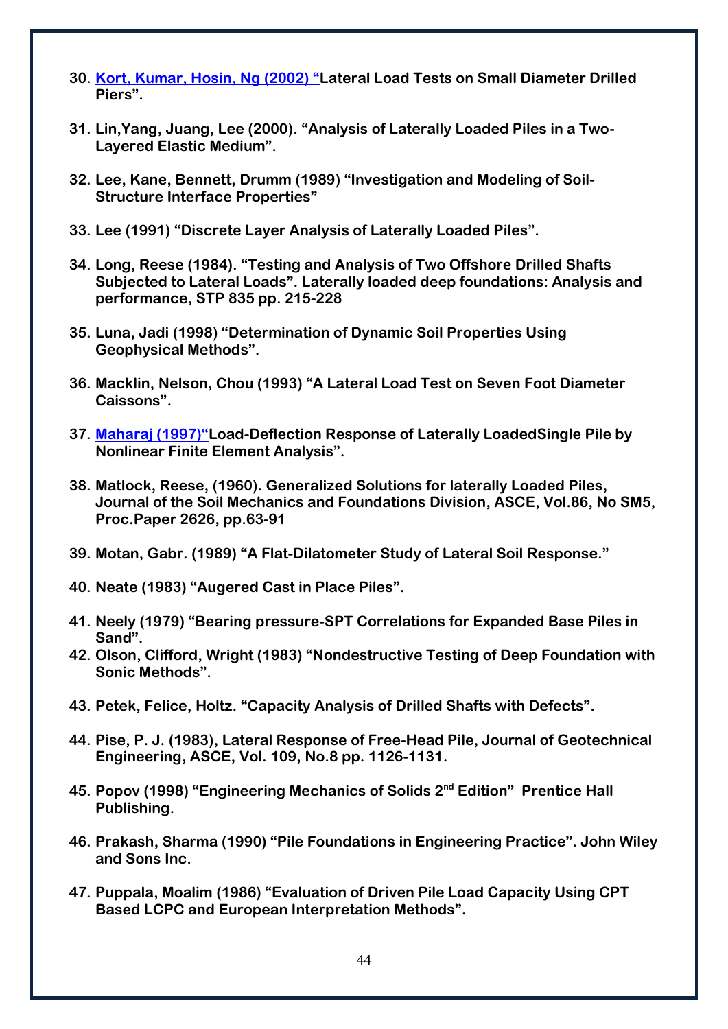30. Kort, Kumar, Hosin, Ng (2002) "Lateral Load Tests on Small Diameter Drilled Piers".

31. Lin,Yang, Juang, Lee (2000). "Analysis of Laterally Loaded Piles in a Two-Layered Elastic Medium".

32. Lee, Kane, Bennett, Drumm (1989) "Investigation and Modeling of Soil-Structure Interface Properties"

33. Lee (1991) "Discrete Layer Analysis of Laterally Loaded Piles".

34. Long, Reese (1984). "Testing and Analysis of Two Offshore Drilled Shafts Subjected to Lateral Loads". Laterally loaded deep foundations: Analysis and performance, STP 835 pp. 215-228

35. Luna, Jadi (1998) "Determination of Dynamic Soil Properties Using Geophysical Methods".

36. Macklin, Nelson, Chou (1993) "A Lateral Load Test on Seven Foot Diameter Caissons".

37. Maharaj (1997)"Load-Deflection Response of Laterally LoadedSingle Pile by Nonlinear Finite Element Analysis".

38. Matlock, Reese, (1960). Generalized Solutions for laterally Loaded Piles, Journal of the Soil Mechanics and Foundations Division, ASCE, Vol.86, No SM5, Proc.Paper 2626, pp.63-91

39. Motan, Gabr. (1989) "A Flat-Dilatometer Study of Lateral Soil Response."

40. Neate (1983) "Augered Cast in Place Piles".

41. Neely (1979) "Bearing pressure-SPT Correlations for Expanded Base Piles in Sand".

42. Olson, Clifford, Wright (1983) "Nondestructive Testing of Deep Foundation with Sonic Methods".

43. Petek, Felice, Holtz. "Capacity Analysis of Drilled Shafts with Defects".

44. Pise, P. J. (1983), Lateral Response of Free-Head Pile, Journal of Geotechnical Engineering, ASCE, Vol. 109, No.8 pp. 1126-1131.

45. Popov (1998) "Engineering Mechanics of Solids 2nd Edition" Prentice Hall Publishing.

46. Prakash, Sharma (1990) "Pile Foundations in Engineering Practice". John Wiley and Sons Inc.

47. Puppala, Moalim (1986) "Evaluation of Driven Pile Load Capacity Using CPT Based LCPC and European Interpretation Methods".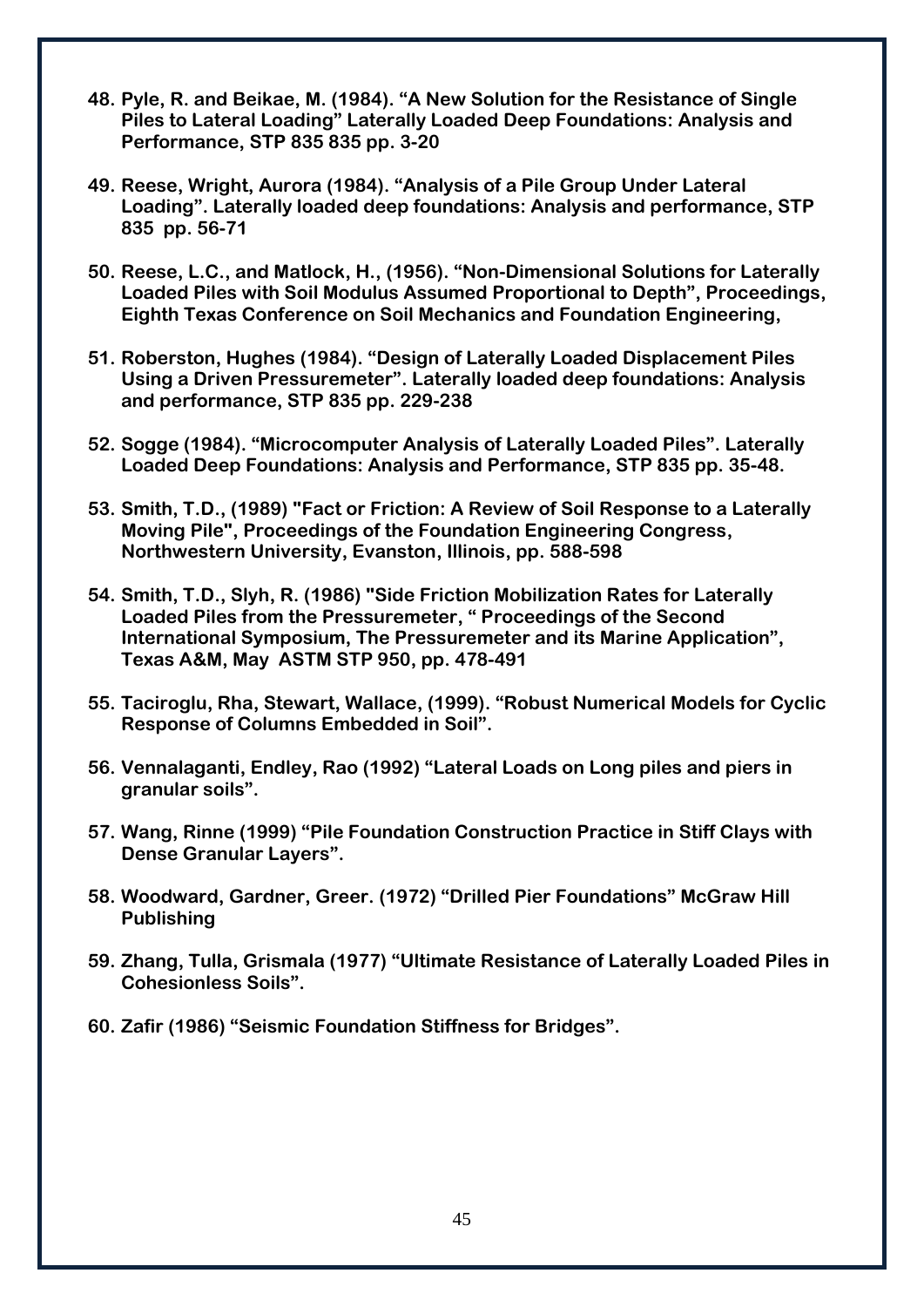48. Pyle, R. and Beikae, M. (1984). "A New Solution for the Resistance of Single Piles to Lateral Loading" Laterally Loaded Deep Foundations: Analysis and Performance, STP 835 835 pp. 3-20

49. Reese, Wright, Aurora (1984). "Analysis of a Pile Group Under Lateral Loading". Laterally loaded deep foundations: Analysis and performance, STP 835 pp. 56-71

50. Reese, L.C., and Matlock, H., (1956). "Non-Dimensional Solutions for Laterally Loaded Piles with Soil Modulus Assumed Proportional to Depth", Proceedings, Eighth Texas Conference on Soil Mechanics and Foundation Engineering,

51. Roberston, Hughes (1984). "Design of Laterally Loaded Displacement Piles Using a Driven Pressuremeter". Laterally loaded deep foundations: Analysis and performance, STP 835 pp. 229-238

52. Sogge (1984). "Microcomputer Analysis of Laterally Loaded Piles". Laterally Loaded Deep Foundations: Analysis and Performance, STP 835 pp. 35-48.

53. Smith, T.D., (1989) "Fact or Friction: A Review of Soil Response to a Laterally Moving Pile", Proceedings of the Foundation Engineering Congress, Northwestern University, Evanston, Illinois, pp. 588-598

54. Smith, T.D., Slyh, R. (1986) "Side Friction Mobilization Rates for Laterally Loaded Piles from the Pressuremeter, " Proceedings of the Second International Symposium, The Pressuremeter and its Marine Application", Texas A&M, May ASTM STP 950, pp. 478-491

55. Taciroglu, Rha, Stewart, Wallace, (1999). "Robust Numerical Models for Cyclic Response of Columns Embedded in Soil".

56. Vennalaganti, Endley, Rao (1992) "Lateral Loads on Long piles and piers in granular soils".

57. Wang, Rinne (1999) "Pile Foundation Construction Practice in Stiff Clays with Dense Granular Layers".

58. Woodward, Gardner, Greer. (1972) "Drilled Pier Foundations" McGraw Hill Publishing

59. Zhang, Tulla, Grismala (1977) "Ultimate Resistance of Laterally Loaded Piles in Cohesionless Soils".

60. Zafir (1986) "Seismic Foundation Stiffness for Bridges".